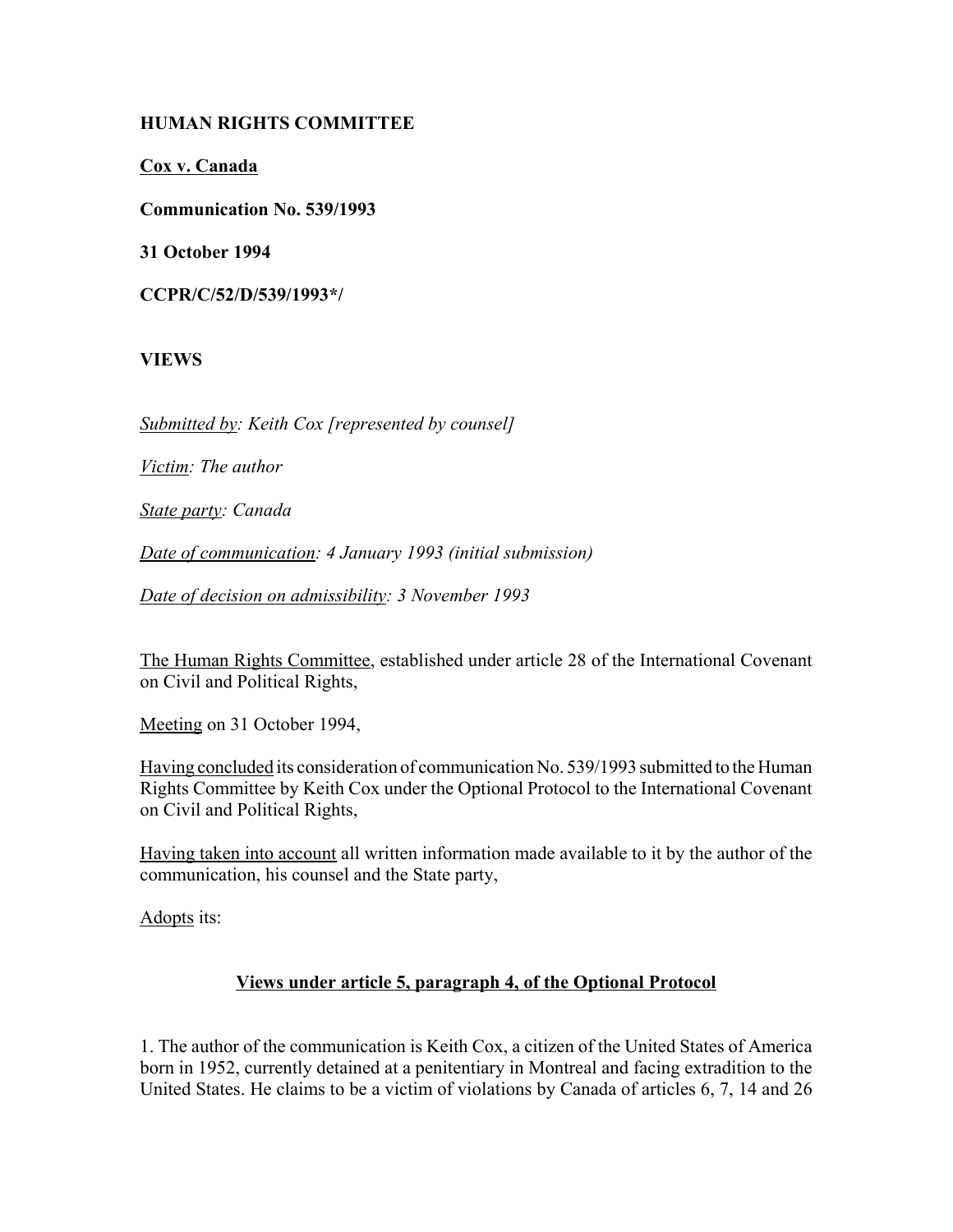**HUMAN RIGHTS COMMITTEE**

**Cox v. Canada**

**Communication No. 539/1993**

**31 October 1994**

**CCPR/C/52/D/539/1993*/**

**VIEWS**

*Submitted by: Keith Cox [represented by counsel]*

*Victim: The author*

*State party: Canada*

*Date of communication: 4 January 1993 (initial submission)*

*Date of decision on admissibility: 3 November 1993*

The Human Rights Committee, established under article 28 of the International Covenant on Civil and Political Rights,

Meeting on 31 October 1994,

Having concluded its consideration of communication No. 539/1993 submitted to the Human Rights Committee by Keith Cox under the Optional Protocol to the International Covenant on Civil and Political Rights,

Having taken into account all written information made available to it by the author of the communication, his counsel and the State party,

Adopts its:

## Views under article 5, paragraph 4, of the Optional Protocol

1. The author of the communication is Keith Cox, a citizen of the United States of America born in 1952, currently detained at a penitentiary in Montreal and facing extradition to the United States. He claims to be a victim of violations by Canada of articles 6, 7, 14 and 26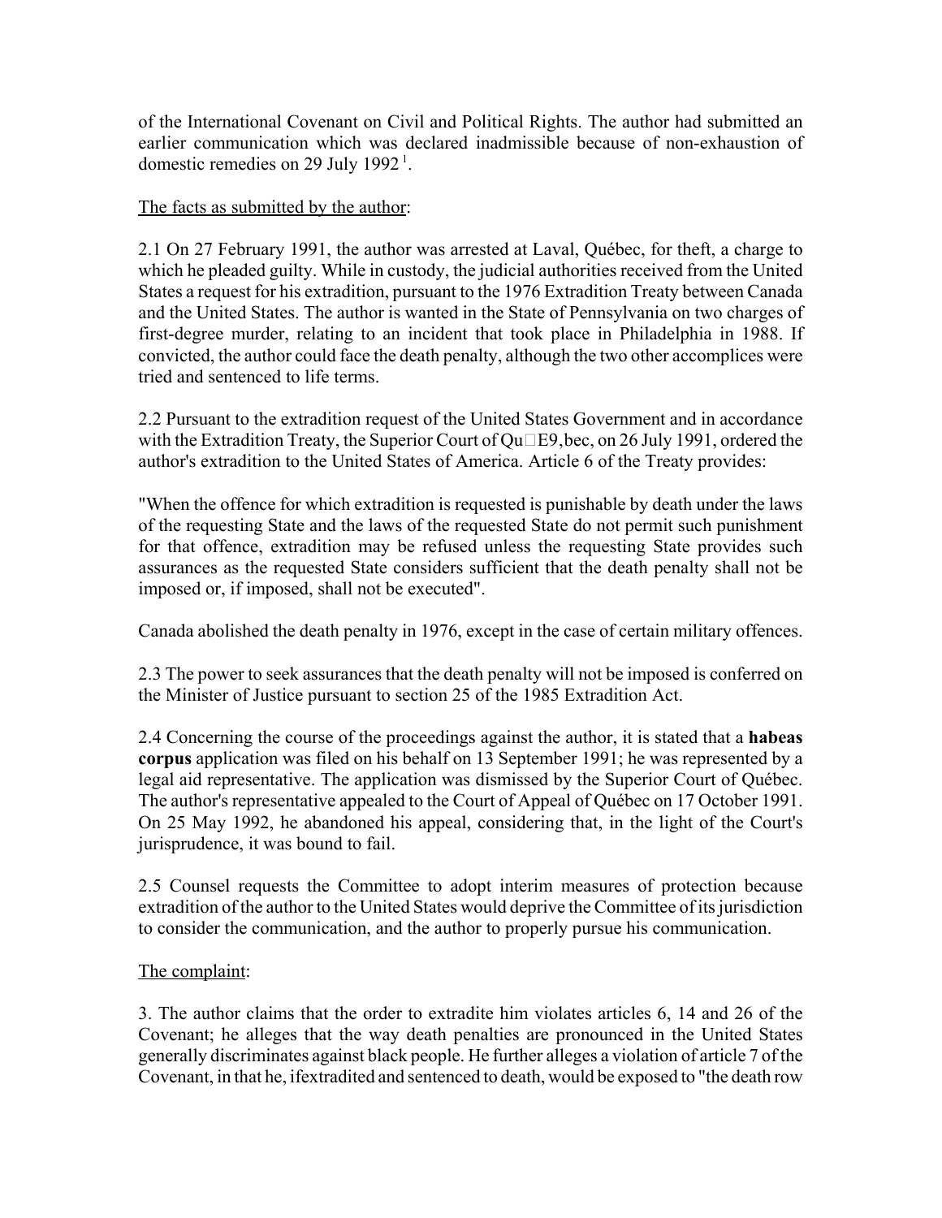of the International Covenant on Civil and Political Rights. The author had submitted an earlier communication which was declared inadmissible because of non-exhaustion of domestic remedies on 29 July 1992 [1].

The facts as submitted by the author:

2.1 On 27 February 1991, the author was arrested at Laval, Québec, for theft, a charge to which he pleaded guilty. While in custody, the judicial authorities received from the United States a request for his extradition, pursuant to the 1976 Extradition Treaty between Canada and the United States. The author is wanted in the State of Pennsylvania on two charges of first-degree murder, relating to an incident that took place in Philadelphia in 1988. If convicted, the author could face the death penalty, although the two other accomplices were tried and sentenced to life terms.

2.2 Pursuant to the extradition request of the United States Government and in accordance with the Extradition Treaty, the Superior Court of Qu□E9,bec, on 26 July 1991, ordered the author's extradition to the United States of America. Article 6 of the Treaty provides:

"When the offence for which extradition is requested is punishable by death under the laws of the requesting State and the laws of the requested State do not permit such punishment for that offence, extradition may be refused unless the requesting State provides such assurances as the requested State considers sufficient that the death penalty shall not be imposed or, if imposed, shall not be executed".

Canada abolished the death penalty in 1976, except in the case of certain military offences.

2.3 The power to seek assurances that the death penalty will not be imposed is conferred on the Minister of Justice pursuant to section 25 of the 1985 Extradition Act.

2.4 Concerning the course of the proceedings against the author, it is stated that a **habeas corpus** application was filed on his behalf on 13 September 1991; he was represented by a legal aid representative. The application was dismissed by the Superior Court of Québec. The author's representative appealed to the Court of Appeal of Québec on 17 October 1991. On 25 May 1992, he abandoned his appeal, considering that, in the light of the Court's jurisprudence, it was bound to fail.

2.5 Counsel requests the Committee to adopt interim measures of protection because extradition of the author to the United States would deprive the Committee of its jurisdiction to consider the communication, and the author to properly pursue his communication.

The complaint:

3. The author claims that the order to extradite him violates articles 6, 14 and 26 of the Covenant; he alleges that the way death penalties are pronounced in the United States generally discriminates against black people. He further alleges a violation of article 7 of the Covenant, in that he, ifextradited and sentenced to death, would be exposed to "the death row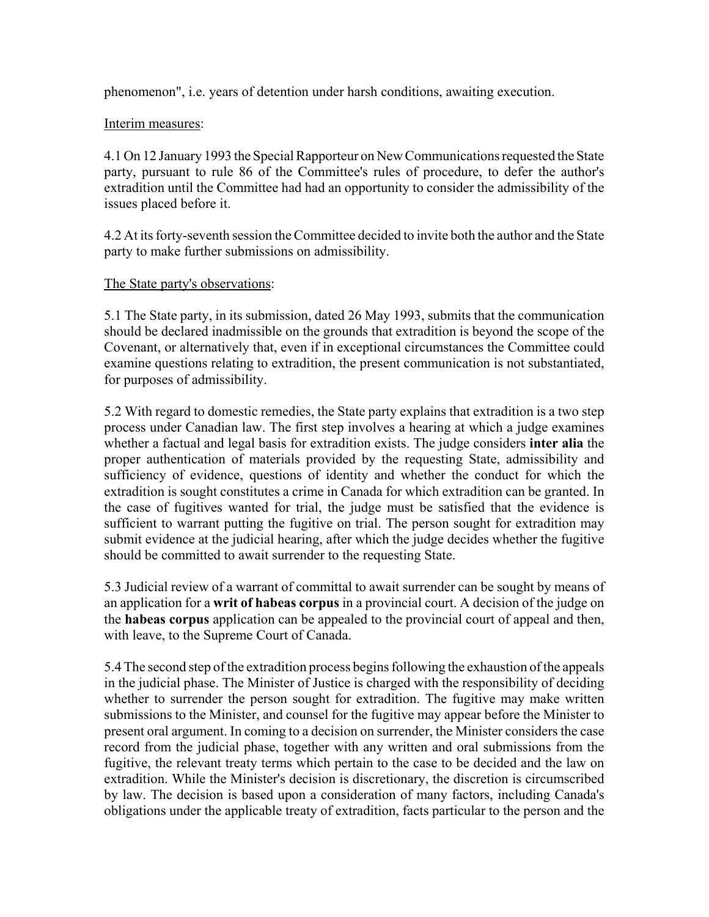phenomenon", i.e. years of detention under harsh conditions, awaiting execution.

Interim measures:

4.1 On 12 January 1993 the Special Rapporteur on New Communications requested the State party, pursuant to rule 86 of the Committee's rules of procedure, to defer the author's extradition until the Committee had had an opportunity to consider the admissibility of the issues placed before it.

4.2 At its forty-seventh session the Committee decided to invite both the author and the State party to make further submissions on admissibility.

The State party's observations:

5.1 The State party, in its submission, dated 26 May 1993, submits that the communication should be declared inadmissible on the grounds that extradition is beyond the scope of the Covenant, or alternatively that, even if in exceptional circumstances the Committee could examine questions relating to extradition, the present communication is not substantiated, for purposes of admissibility.

5.2 With regard to domestic remedies, the State party explains that extradition is a two step process under Canadian law. The first step involves a hearing at which a judge examines whether a factual and legal basis for extradition exists. The judge considers **inter alia** the proper authentication of materials provided by the requesting State, admissibility and sufficiency of evidence, questions of identity and whether the conduct for which the extradition is sought constitutes a crime in Canada for which extradition can be granted. In the case of fugitives wanted for trial, the judge must be satisfied that the evidence is sufficient to warrant putting the fugitive on trial. The person sought for extradition may submit evidence at the judicial hearing, after which the judge decides whether the fugitive should be committed to await surrender to the requesting State.

5.3 Judicial review of a warrant of committal to await surrender can be sought by means of an application for a **writ of habeas corpus** in a provincial court. A decision of the judge on the **habeas corpus** application can be appealed to the provincial court of appeal and then, with leave, to the Supreme Court of Canada.

5.4 The second step of the extradition process begins following the exhaustion of the appeals in the judicial phase. The Minister of Justice is charged with the responsibility of deciding whether to surrender the person sought for extradition. The fugitive may make written submissions to the Minister, and counsel for the fugitive may appear before the Minister to present oral argument. In coming to a decision on surrender, the Minister considers the case record from the judicial phase, together with any written and oral submissions from the fugitive, the relevant treaty terms which pertain to the case to be decided and the law on extradition. While the Minister's decision is discretionary, the discretion is circumscribed by law. The decision is based upon a consideration of many factors, including Canada's obligations under the applicable treaty of extradition, facts particular to the person and the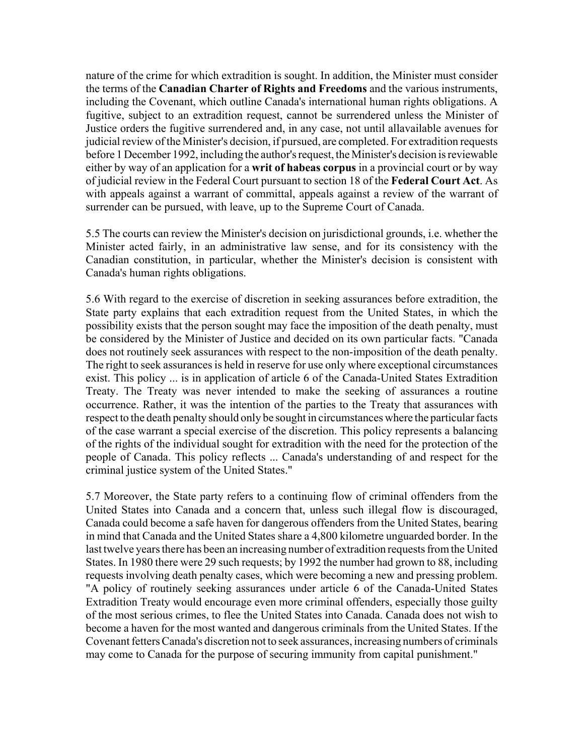nature of the crime for which extradition is sought. In addition, the Minister must consider the terms of the **Canadian Charter of Rights and Freedoms** and the various instruments, including the Covenant, which outline Canada's international human rights obligations. A fugitive, subject to an extradition request, cannot be surrendered unless the Minister of Justice orders the fugitive surrendered and, in any case, not until allavailable avenues for judicial review of the Minister's decision, if pursued, are completed. For extradition requests before 1 December 1992, including the author's request, the Minister's decision is reviewable either by way of an application for a **writ of habeas corpus** in a provincial court or by way of judicial review in the Federal Court pursuant to section 18 of the **Federal Court Act**. As with appeals against a warrant of committal, appeals against a review of the warrant of surrender can be pursued, with leave, up to the Supreme Court of Canada.

5.5 The courts can review the Minister's decision on jurisdictional grounds, i.e. whether the Minister acted fairly, in an administrative law sense, and for its consistency with the Canadian constitution, in particular, whether the Minister's decision is consistent with Canada's human rights obligations.

5.6 With regard to the exercise of discretion in seeking assurances before extradition, the State party explains that each extradition request from the United States, in which the possibility exists that the person sought may face the imposition of the death penalty, must be considered by the Minister of Justice and decided on its own particular facts. "Canada does not routinely seek assurances with respect to the non-imposition of the death penalty. The right to seek assurances is held in reserve for use only where exceptional circumstances exist. This policy ... is in application of article 6 of the Canada-United States Extradition Treaty. The Treaty was never intended to make the seeking of assurances a routine occurrence. Rather, it was the intention of the parties to the Treaty that assurances with respect to the death penalty should only be sought in circumstances where the particular facts of the case warrant a special exercise of the discretion. This policy represents a balancing of the rights of the individual sought for extradition with the need for the protection of the people of Canada. This policy reflects ... Canada's understanding of and respect for the criminal justice system of the United States."

5.7 Moreover, the State party refers to a continuing flow of criminal offenders from the United States into Canada and a concern that, unless such illegal flow is discouraged, Canada could become a safe haven for dangerous offenders from the United States, bearing in mind that Canada and the United States share a 4,800 kilometre unguarded border. In the last twelve years there has been an increasing number of extradition requests from the United States. In 1980 there were 29 such requests; by 1992 the number had grown to 88, including requests involving death penalty cases, which were becoming a new and pressing problem. "A policy of routinely seeking assurances under article 6 of the Canada-United States Extradition Treaty would encourage even more criminal offenders, especially those guilty of the most serious crimes, to flee the United States into Canada. Canada does not wish to become a haven for the most wanted and dangerous criminals from the United States. If the Covenant fetters Canada's discretion not to seek assurances, increasing numbers of criminals may come to Canada for the purpose of securing immunity from capital punishment."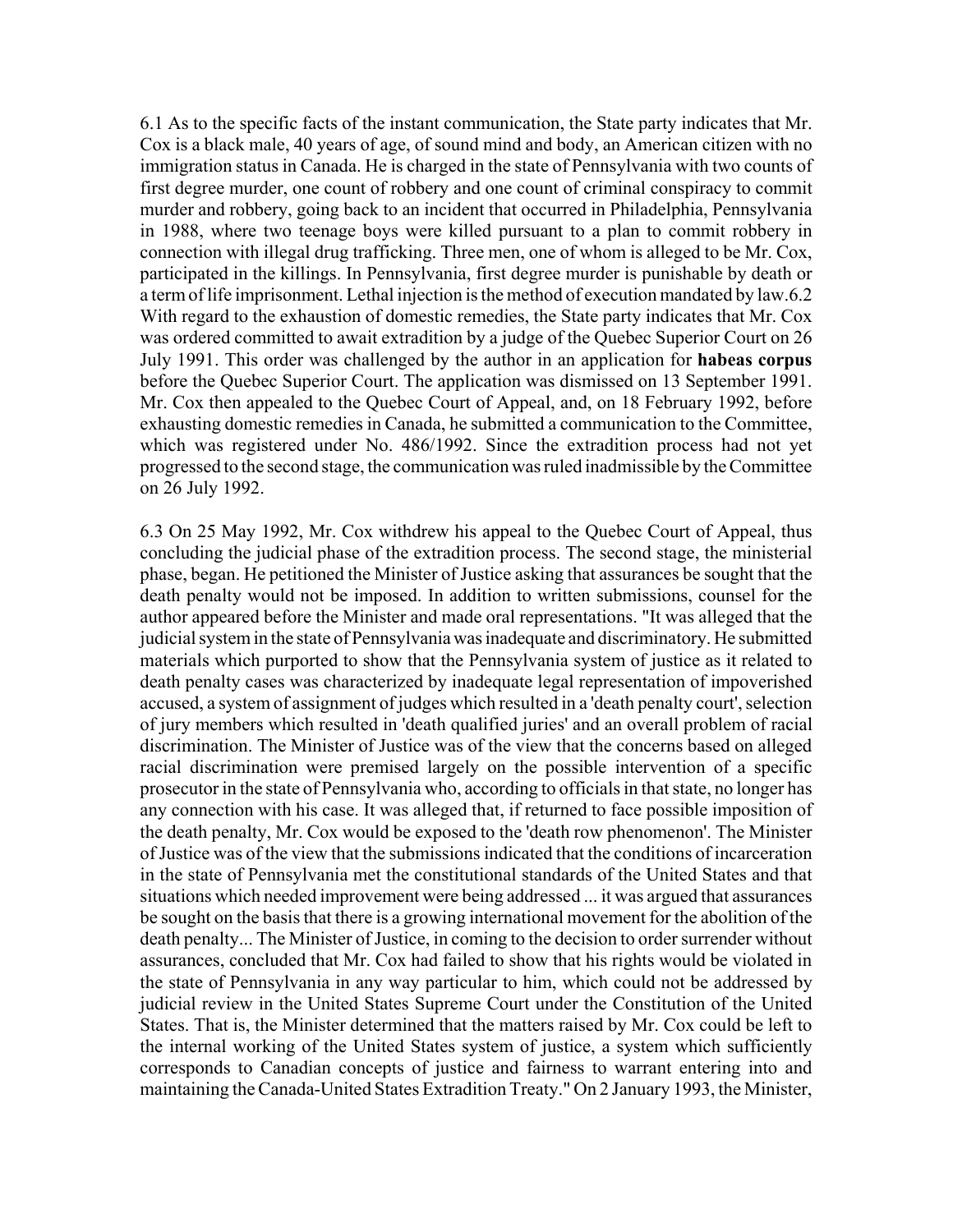6.1 As to the specific facts of the instant communication, the State party indicates that Mr. Cox is a black male, 40 years of age, of sound mind and body, an American citizen with no immigration status in Canada. He is charged in the state of Pennsylvania with two counts of first degree murder, one count of robbery and one count of criminal conspiracy to commit murder and robbery, going back to an incident that occurred in Philadelphia, Pennsylvania in 1988, where two teenage boys were killed pursuant to a plan to commit robbery in connection with illegal drug trafficking. Three men, one of whom is alleged to be Mr. Cox, participated in the killings. In Pennsylvania, first degree murder is punishable by death or a term of life imprisonment. Lethal injection is the method of execution mandated by law.6.2 With regard to the exhaustion of domestic remedies, the State party indicates that Mr. Cox was ordered committed to await extradition by a judge of the Quebec Superior Court on 26 July 1991. This order was challenged by the author in an application for **habeas corpus** before the Quebec Superior Court. The application was dismissed on 13 September 1991. Mr. Cox then appealed to the Quebec Court of Appeal, and, on 18 February 1992, before exhausting domestic remedies in Canada, he submitted a communication to the Committee, which was registered under No. 486/1992. Since the extradition process had not yet progressed to the second stage, the communication was ruled inadmissible by the Committee on 26 July 1992.

6.3 On 25 May 1992, Mr. Cox withdrew his appeal to the Quebec Court of Appeal, thus concluding the judicial phase of the extradition process. The second stage, the ministerial phase, began. He petitioned the Minister of Justice asking that assurances be sought that the death penalty would not be imposed. In addition to written submissions, counsel for the author appeared before the Minister and made oral representations. "It was alleged that the judicial system in the state of Pennsylvania was inadequate and discriminatory. He submitted materials which purported to show that the Pennsylvania system of justice as it related to death penalty cases was characterized by inadequate legal representation of impoverished accused, a system of assignment of judges which resulted in a 'death penalty court', selection of jury members which resulted in 'death qualified juries' and an overall problem of racial discrimination. The Minister of Justice was of the view that the concerns based on alleged racial discrimination were premised largely on the possible intervention of a specific prosecutor in the state of Pennsylvania who, according to officials in that state, no longer has any connection with his case. It was alleged that, if returned to face possible imposition of the death penalty, Mr. Cox would be exposed to the 'death row phenomenon'. The Minister of Justice was of the view that the submissions indicated that the conditions of incarceration in the state of Pennsylvania met the constitutional standards of the United States and that situations which needed improvement were being addressed ... it was argued that assurances be sought on the basis that there is a growing international movement for the abolition of the death penalty... The Minister of Justice, in coming to the decision to order surrender without assurances, concluded that Mr. Cox had failed to show that his rights would be violated in the state of Pennsylvania in any way particular to him, which could not be addressed by judicial review in the United States Supreme Court under the Constitution of the United States. That is, the Minister determined that the matters raised by Mr. Cox could be left to the internal working of the United States system of justice, a system which sufficiently corresponds to Canadian concepts of justice and fairness to warrant entering into and maintaining the Canada-United States Extradition Treaty." On 2 January 1993, the Minister,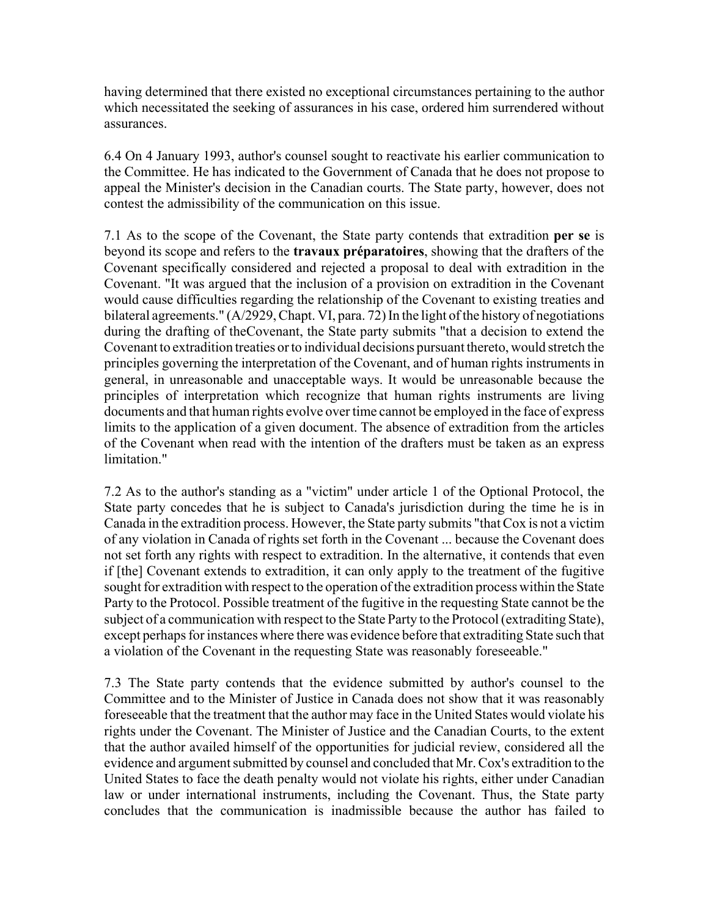having determined that there existed no exceptional circumstances pertaining to the author which necessitated the seeking of assurances in his case, ordered him surrendered without assurances.

6.4 On 4 January 1993, author's counsel sought to reactivate his earlier communication to the Committee. He has indicated to the Government of Canada that he does not propose to appeal the Minister's decision in the Canadian courts. The State party, however, does not contest the admissibility of the communication on this issue.

7.1 As to the scope of the Covenant, the State party contends that extradition **per se** is beyond its scope and refers to the **travaux préparatoires**, showing that the drafters of the Covenant specifically considered and rejected a proposal to deal with extradition in the Covenant. "It was argued that the inclusion of a provision on extradition in the Covenant would cause difficulties regarding the relationship of the Covenant to existing treaties and bilateral agreements." (A/2929, Chapt. VI, para. 72) In the light of the history of negotiations during the drafting of theCovenant, the State party submits "that a decision to extend the Covenant to extradition treaties or to individual decisions pursuant thereto, would stretch the principles governing the interpretation of the Covenant, and of human rights instruments in general, in unreasonable and unacceptable ways. It would be unreasonable because the principles of interpretation which recognize that human rights instruments are living documents and that human rights evolve over time cannot be employed in the face of express limits to the application of a given document. The absence of extradition from the articles of the Covenant when read with the intention of the drafters must be taken as an express limitation."

7.2 As to the author's standing as a "victim" under article 1 of the Optional Protocol, the State party concedes that he is subject to Canada's jurisdiction during the time he is in Canada in the extradition process. However, the State party submits "that Cox is not a victim of any violation in Canada of rights set forth in the Covenant ... because the Covenant does not set forth any rights with respect to extradition. In the alternative, it contends that even if [the] Covenant extends to extradition, it can only apply to the treatment of the fugitive sought for extradition with respect to the operation of the extradition process within the State Party to the Protocol. Possible treatment of the fugitive in the requesting State cannot be the subject of a communication with respect to the State Party to the Protocol (extraditing State), except perhaps for instances where there was evidence before that extraditing State such that a violation of the Covenant in the requesting State was reasonably foreseeable."

7.3 The State party contends that the evidence submitted by author's counsel to the Committee and to the Minister of Justice in Canada does not show that it was reasonably foreseeable that the treatment that the author may face in the United States would violate his rights under the Covenant. The Minister of Justice and the Canadian Courts, to the extent that the author availed himself of the opportunities for judicial review, considered all the evidence and argument submitted by counsel and concluded that Mr. Cox's extradition to the United States to face the death penalty would not violate his rights, either under Canadian law or under international instruments, including the Covenant. Thus, the State party concludes that the communication is inadmissible because the author has failed to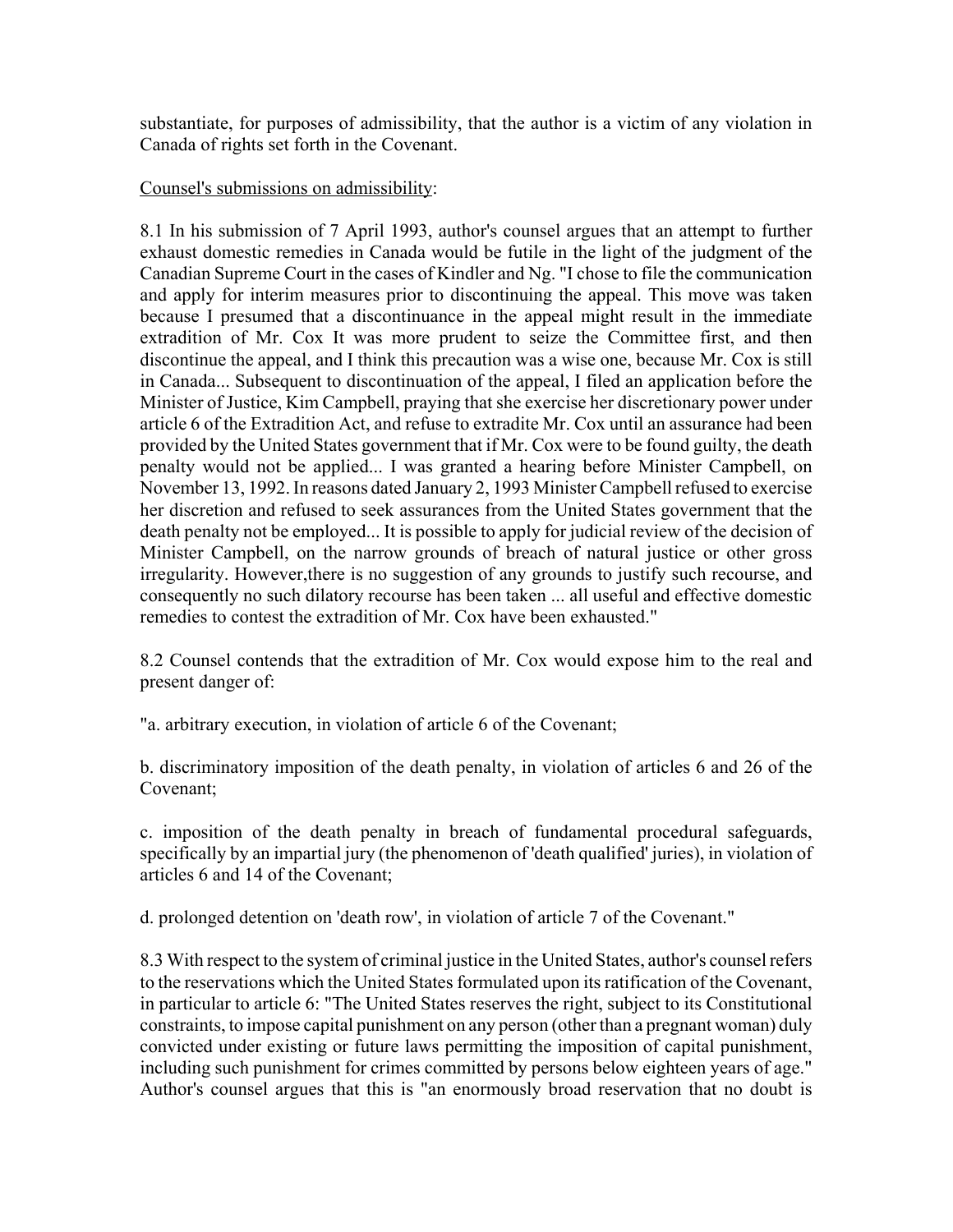substantiate, for purposes of admissibility, that the author is a victim of any violation in Canada of rights set forth in the Covenant.

Counsel's submissions on admissibility:

8.1 In his submission of 7 April 1993, author's counsel argues that an attempt to further exhaust domestic remedies in Canada would be futile in the light of the judgment of the Canadian Supreme Court in the cases of Kindler and Ng. "I chose to file the communication and apply for interim measures prior to discontinuing the appeal. This move was taken because I presumed that a discontinuance in the appeal might result in the immediate extradition of Mr. Cox It was more prudent to seize the Committee first, and then discontinue the appeal, and I think this precaution was a wise one, because Mr. Cox is still in Canada... Subsequent to discontinuation of the appeal, I filed an application before the Minister of Justice, Kim Campbell, praying that she exercise her discretionary power under article 6 of the Extradition Act, and refuse to extradite Mr. Cox until an assurance had been provided by the United States government that if Mr. Cox were to be found guilty, the death penalty would not be applied... I was granted a hearing before Minister Campbell, on November 13, 1992. In reasons dated January 2, 1993 Minister Campbell refused to exercise her discretion and refused to seek assurances from the United States government that the death penalty not be employed... It is possible to apply for judicial review of the decision of Minister Campbell, on the narrow grounds of breach of natural justice or other gross irregularity. However,there is no suggestion of any grounds to justify such recourse, and consequently no such dilatory recourse has been taken ... all useful and effective domestic remedies to contest the extradition of Mr. Cox have been exhausted."

8.2 Counsel contends that the extradition of Mr. Cox would expose him to the real and present danger of:

"a. arbitrary execution, in violation of article 6 of the Covenant;

b. discriminatory imposition of the death penalty, in violation of articles 6 and 26 of the Covenant;

c. imposition of the death penalty in breach of fundamental procedural safeguards, specifically by an impartial jury (the phenomenon of 'death qualified' juries), in violation of articles 6 and 14 of the Covenant;

d. prolonged detention on 'death row', in violation of article 7 of the Covenant."

8.3 With respect to the system of criminal justice in the United States, author's counsel refers to the reservations which the United States formulated upon its ratification of the Covenant, in particular to article 6: "The United States reserves the right, subject to its Constitutional constraints, to impose capital punishment on any person (other than a pregnant woman) duly convicted under existing or future laws permitting the imposition of capital punishment, including such punishment for crimes committed by persons below eighteen years of age." Author's counsel argues that this is "an enormously broad reservation that no doubt is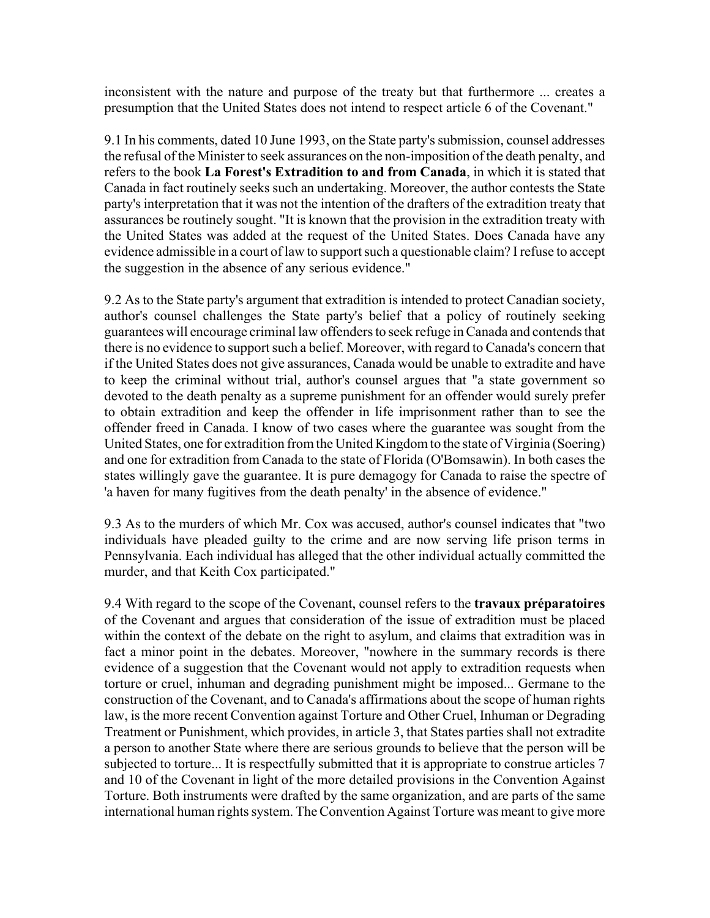inconsistent with the nature and purpose of the treaty but that furthermore ... creates a presumption that the United States does not intend to respect article 6 of the Covenant."

9.1 In his comments, dated 10 June 1993, on the State party's submission, counsel addresses the refusal of the Minister to seek assurances on the non-imposition of the death penalty, and refers to the book **La Forest's Extradition to and from Canada**, in which it is stated that Canada in fact routinely seeks such an undertaking. Moreover, the author contests the State party's interpretation that it was not the intention of the drafters of the extradition treaty that assurances be routinely sought. "It is known that the provision in the extradition treaty with the United States was added at the request of the United States. Does Canada have any evidence admissible in a court of law to support such a questionable claim? I refuse to accept the suggestion in the absence of any serious evidence."

9.2 As to the State party's argument that extradition is intended to protect Canadian society, author's counsel challenges the State party's belief that a policy of routinely seeking guarantees will encourage criminal law offenders to seek refuge in Canada and contends that there is no evidence to support such a belief. Moreover, with regard to Canada's concern that if the United States does not give assurances, Canada would be unable to extradite and have to keep the criminal without trial, author's counsel argues that "a state government so devoted to the death penalty as a supreme punishment for an offender would surely prefer to obtain extradition and keep the offender in life imprisonment rather than to see the offender freed in Canada. I know of two cases where the guarantee was sought from the United States, one for extradition from the United Kingdom to the state of Virginia (Soering) and one for extradition from Canada to the state of Florida (O'Bomsawin). In both cases the states willingly gave the guarantee. It is pure demagogy for Canada to raise the spectre of 'a haven for many fugitives from the death penalty' in the absence of evidence."

9.3 As to the murders of which Mr. Cox was accused, author's counsel indicates that "two individuals have pleaded guilty to the crime and are now serving life prison terms in Pennsylvania. Each individual has alleged that the other individual actually committed the murder, and that Keith Cox participated."

9.4 With regard to the scope of the Covenant, counsel refers to the **travaux préparatoires** of the Covenant and argues that consideration of the issue of extradition must be placed within the context of the debate on the right to asylum, and claims that extradition was in fact a minor point in the debates. Moreover, "nowhere in the summary records is there evidence of a suggestion that the Covenant would not apply to extradition requests when torture or cruel, inhuman and degrading punishment might be imposed... Germane to the construction of the Covenant, and to Canada's affirmations about the scope of human rights law, is the more recent Convention against Torture and Other Cruel, Inhuman or Degrading Treatment or Punishment, which provides, in article 3, that States parties shall not extradite a person to another State where there are serious grounds to believe that the person will be subjected to torture... It is respectfully submitted that it is appropriate to construe articles 7 and 10 of the Covenant in light of the more detailed provisions in the Convention Against Torture. Both instruments were drafted by the same organization, and are parts of the same international human rights system. The Convention Against Torture was meant to give more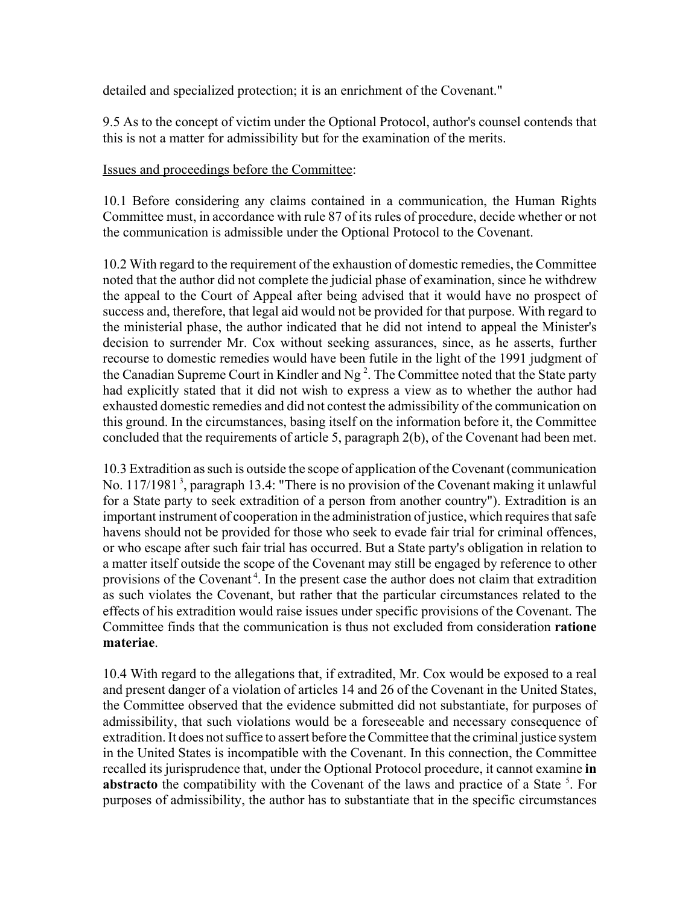detailed and specialized protection; it is an enrichment of the Covenant."

9.5 As to the concept of victim under the Optional Protocol, author's counsel contends that this is not a matter for admissibility but for the examination of the merits.

Issues and proceedings before the Committee:

10.1 Before considering any claims contained in a communication, the Human Rights Committee must, in accordance with rule 87 of its rules of procedure, decide whether or not the communication is admissible under the Optional Protocol to the Covenant.

10.2 With regard to the requirement of the exhaustion of domestic remedies, the Committee noted that the author did not complete the judicial phase of examination, since he withdrew the appeal to the Court of Appeal after being advised that it would have no prospect of success and, therefore, that legal aid would not be provided for that purpose. With regard to the ministerial phase, the author indicated that he did not intend to appeal the Minister's decision to surrender Mr. Cox without seeking assurances, since, as he asserts, further recourse to domestic remedies would have been futile in the light of the 1991 judgment of the Canadian Supreme Court in Kindler and Ng [2]. The Committee noted that the State party had explicitly stated that it did not wish to express a view as to whether the author had exhausted domestic remedies and did not contest the admissibility of the communication on this ground. In the circumstances, basing itself on the information before it, the Committee concluded that the requirements of article 5, paragraph 2(b), of the Covenant had been met.

10.3 Extradition as such is outside the scope of application of the Covenant (communication No. 117/1981 [3], paragraph 13.4: "There is no provision of the Covenant making it unlawful for a State party to seek extradition of a person from another country"). Extradition is an important instrument of cooperation in the administration of justice, which requires that safe havens should not be provided for those who seek to evade fair trial for criminal offences, or who escape after such fair trial has occurred. But a State party's obligation in relation to a matter itself outside the scope of the Covenant may still be engaged by reference to other provisions of the Covenant [4]. In the present case the author does not claim that extradition as such violates the Covenant, but rather that the particular circumstances related to the effects of his extradition would raise issues under specific provisions of the Covenant. The Committee finds that the communication is thus not excluded from consideration **ratione materiae**.

10.4 With regard to the allegations that, if extradited, Mr. Cox would be exposed to a real and present danger of a violation of articles 14 and 26 of the Covenant in the United States, the Committee observed that the evidence submitted did not substantiate, for purposes of admissibility, that such violations would be a foreseeable and necessary consequence of extradition. It does not suffice to assert before the Committee that the criminal justice system in the United States is incompatible with the Covenant. In this connection, the Committee recalled its jurisprudence that, under the Optional Protocol procedure, it cannot examine **in abstracto** the compatibility with the Covenant of the laws and practice of a State [5]. For purposes of admissibility, the author has to substantiate that in the specific circumstances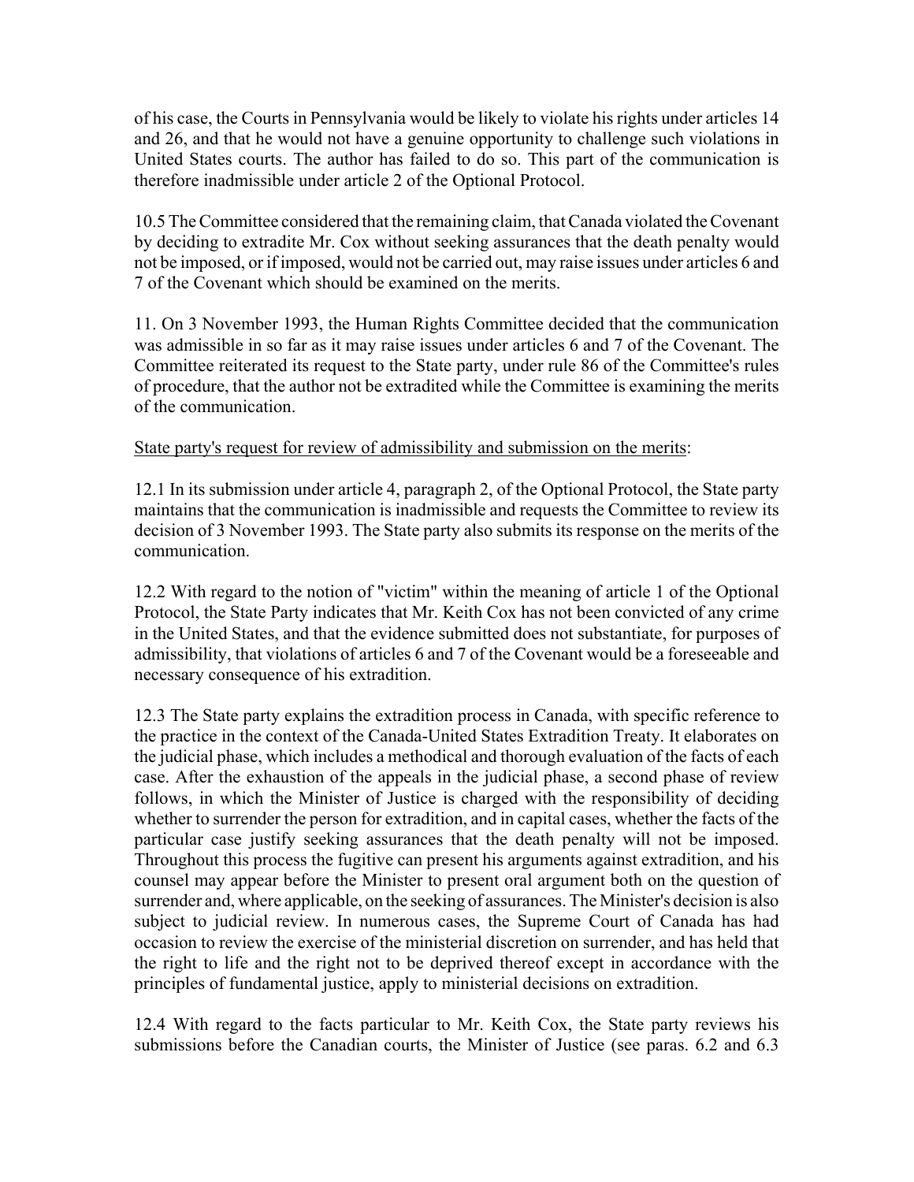of his case, the Courts in Pennsylvania would be likely to violate his rights under articles 14 and 26, and that he would not have a genuine opportunity to challenge such violations in United States courts. The author has failed to do so. This part of the communication is therefore inadmissible under article 2 of the Optional Protocol.

10.5 The Committee considered that the remaining claim, that Canada violated the Covenant by deciding to extradite Mr. Cox without seeking assurances that the death penalty would not be imposed, or if imposed, would not be carried out, may raise issues under articles 6 and 7 of the Covenant which should be examined on the merits.

11. On 3 November 1993, the Human Rights Committee decided that the communication was admissible in so far as it may raise issues under articles 6 and 7 of the Covenant. The Committee reiterated its request to the State party, under rule 86 of the Committee's rules of procedure, that the author not be extradited while the Committee is examining the merits of the communication.

State party's request for review of admissibility and submission on the merits:

12.1 In its submission under article 4, paragraph 2, of the Optional Protocol, the State party maintains that the communication is inadmissible and requests the Committee to review its decision of 3 November 1993. The State party also submits its response on the merits of the communication.

12.2 With regard to the notion of "victim" within the meaning of article 1 of the Optional Protocol, the State Party indicates that Mr. Keith Cox has not been convicted of any crime in the United States, and that the evidence submitted does not substantiate, for purposes of admissibility, that violations of articles 6 and 7 of the Covenant would be a foreseeable and necessary consequence of his extradition.

12.3 The State party explains the extradition process in Canada, with specific reference to the practice in the context of the Canada-United States Extradition Treaty. It elaborates on the judicial phase, which includes a methodical and thorough evaluation of the facts of each case. After the exhaustion of the appeals in the judicial phase, a second phase of review follows, in which the Minister of Justice is charged with the responsibility of deciding whether to surrender the person for extradition, and in capital cases, whether the facts of the particular case justify seeking assurances that the death penalty will not be imposed. Throughout this process the fugitive can present his arguments against extradition, and his counsel may appear before the Minister to present oral argument both on the question of surrender and, where applicable, on the seeking of assurances. The Minister's decision is also subject to judicial review. In numerous cases, the Supreme Court of Canada has had occasion to review the exercise of the ministerial discretion on surrender, and has held that the right to life and the right not to be deprived thereof except in accordance with the principles of fundamental justice, apply to ministerial decisions on extradition.

12.4 With regard to the facts particular to Mr. Keith Cox, the State party reviews his submissions before the Canadian courts, the Minister of Justice (see paras. 6.2 and 6.3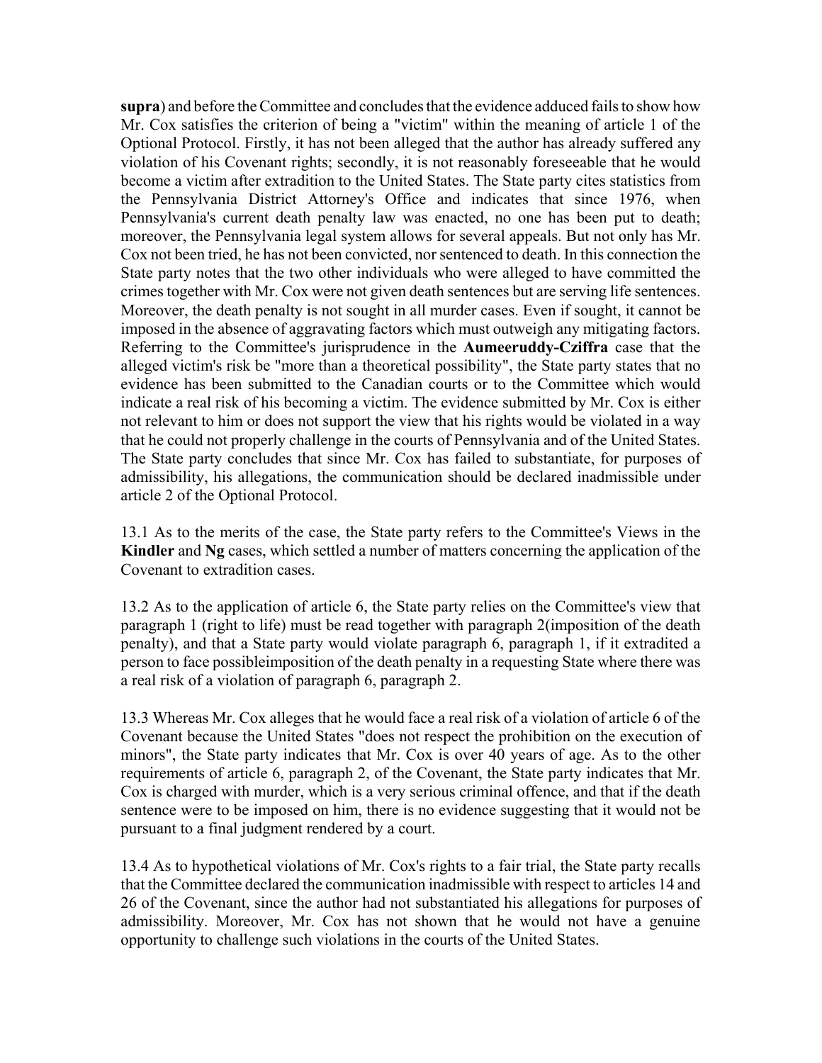**supra**) and before the Committee and concludes that the evidence adduced fails to show how Mr. Cox satisfies the criterion of being a "victim" within the meaning of article 1 of the Optional Protocol. Firstly, it has not been alleged that the author has already suffered any violation of his Covenant rights; secondly, it is not reasonably foreseeable that he would become a victim after extradition to the United States. The State party cites statistics from the Pennsylvania District Attorney's Office and indicates that since 1976, when Pennsylvania's current death penalty law was enacted, no one has been put to death; moreover, the Pennsylvania legal system allows for several appeals. But not only has Mr. Cox not been tried, he has not been convicted, nor sentenced to death. In this connection the State party notes that the two other individuals who were alleged to have committed the crimes together with Mr. Cox were not given death sentences but are serving life sentences. Moreover, the death penalty is not sought in all murder cases. Even if sought, it cannot be imposed in the absence of aggravating factors which must outweigh any mitigating factors. Referring to the Committee's jurisprudence in the **Aumeeruddy-Cziffra** case that the alleged victim's risk be "more than a theoretical possibility", the State party states that no evidence has been submitted to the Canadian courts or to the Committee which would indicate a real risk of his becoming a victim. The evidence submitted by Mr. Cox is either not relevant to him or does not support the view that his rights would be violated in a way that he could not properly challenge in the courts of Pennsylvania and of the United States. The State party concludes that since Mr. Cox has failed to substantiate, for purposes of admissibility, his allegations, the communication should be declared inadmissible under article 2 of the Optional Protocol.

13.1 As to the merits of the case, the State party refers to the Committee's Views in the **Kindler** and **Ng** cases, which settled a number of matters concerning the application of the Covenant to extradition cases.

13.2 As to the application of article 6, the State party relies on the Committee's view that paragraph 1 (right to life) must be read together with paragraph 2(imposition of the death penalty), and that a State party would violate paragraph 6, paragraph 1, if it extradited a person to face possibleimposition of the death penalty in a requesting State where there was a real risk of a violation of paragraph 6, paragraph 2.

13.3 Whereas Mr. Cox alleges that he would face a real risk of a violation of article 6 of the Covenant because the United States "does not respect the prohibition on the execution of minors", the State party indicates that Mr. Cox is over 40 years of age. As to the other requirements of article 6, paragraph 2, of the Covenant, the State party indicates that Mr. Cox is charged with murder, which is a very serious criminal offence, and that if the death sentence were to be imposed on him, there is no evidence suggesting that it would not be pursuant to a final judgment rendered by a court.

13.4 As to hypothetical violations of Mr. Cox's rights to a fair trial, the State party recalls that the Committee declared the communication inadmissible with respect to articles 14 and 26 of the Covenant, since the author had not substantiated his allegations for purposes of admissibility. Moreover, Mr. Cox has not shown that he would not have a genuine opportunity to challenge such violations in the courts of the United States.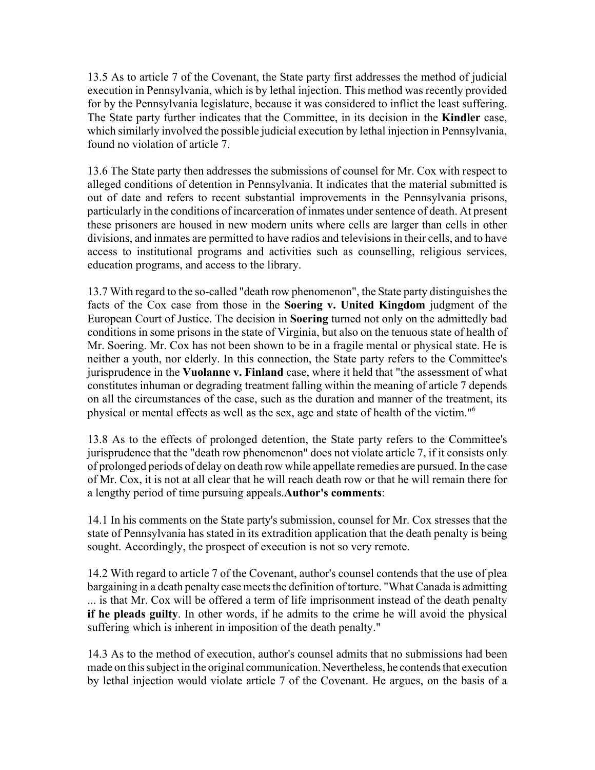13.5 As to article 7 of the Covenant, the State party first addresses the method of judicial execution in Pennsylvania, which is by lethal injection. This method was recently provided for by the Pennsylvania legislature, because it was considered to inflict the least suffering. The State party further indicates that the Committee, in its decision in the **Kindler** case, which similarly involved the possible judicial execution by lethal injection in Pennsylvania, found no violation of article 7.

13.6 The State party then addresses the submissions of counsel for Mr. Cox with respect to alleged conditions of detention in Pennsylvania. It indicates that the material submitted is out of date and refers to recent substantial improvements in the Pennsylvania prisons, particularly in the conditions of incarceration of inmates under sentence of death. At present these prisoners are housed in new modern units where cells are larger than cells in other divisions, and inmates are permitted to have radios and televisions in their cells, and to have access to institutional programs and activities such as counselling, religious services, education programs, and access to the library.

13.7 With regard to the so-called "death row phenomenon", the State party distinguishes the facts of the Cox case from those in the **Soering v. United Kingdom** judgment of the European Court of Justice. The decision in **Soering** turned not only on the admittedly bad conditions in some prisons in the state of Virginia, but also on the tenuous state of health of Mr. Soering. Mr. Cox has not been shown to be in a fragile mental or physical state. He is neither a youth, nor elderly. In this connection, the State party refers to the Committee's jurisprudence in the **Vuolanne v. Finland** case, where it held that "the assessment of what constitutes inhuman or degrading treatment falling within the meaning of article 7 depends on all the circumstances of the case, such as the duration and manner of the treatment, its physical or mental effects as well as the sex, age and state of health of the victim."[6]

13.8 As to the effects of prolonged detention, the State party refers to the Committee's jurisprudence that the "death row phenomenon" does not violate article 7, if it consists only of prolonged periods of delay on death row while appellate remedies are pursued. In the case of Mr. Cox, it is not at all clear that he will reach death row or that he will remain there for a lengthy period of time pursuing appeals.**Author's comments**:

14.1 In his comments on the State party's submission, counsel for Mr. Cox stresses that the state of Pennsylvania has stated in its extradition application that the death penalty is being sought. Accordingly, the prospect of execution is not so very remote.

14.2 With regard to article 7 of the Covenant, author's counsel contends that the use of plea bargaining in a death penalty case meets the definition of torture. "What Canada is admitting ... is that Mr. Cox will be offered a term of life imprisonment instead of the death penalty **if he pleads guilty**. In other words, if he admits to the crime he will avoid the physical suffering which is inherent in imposition of the death penalty."

14.3 As to the method of execution, author's counsel admits that no submissions had been made on this subject in the original communication. Nevertheless, he contends that execution by lethal injection would violate article 7 of the Covenant. He argues, on the basis of a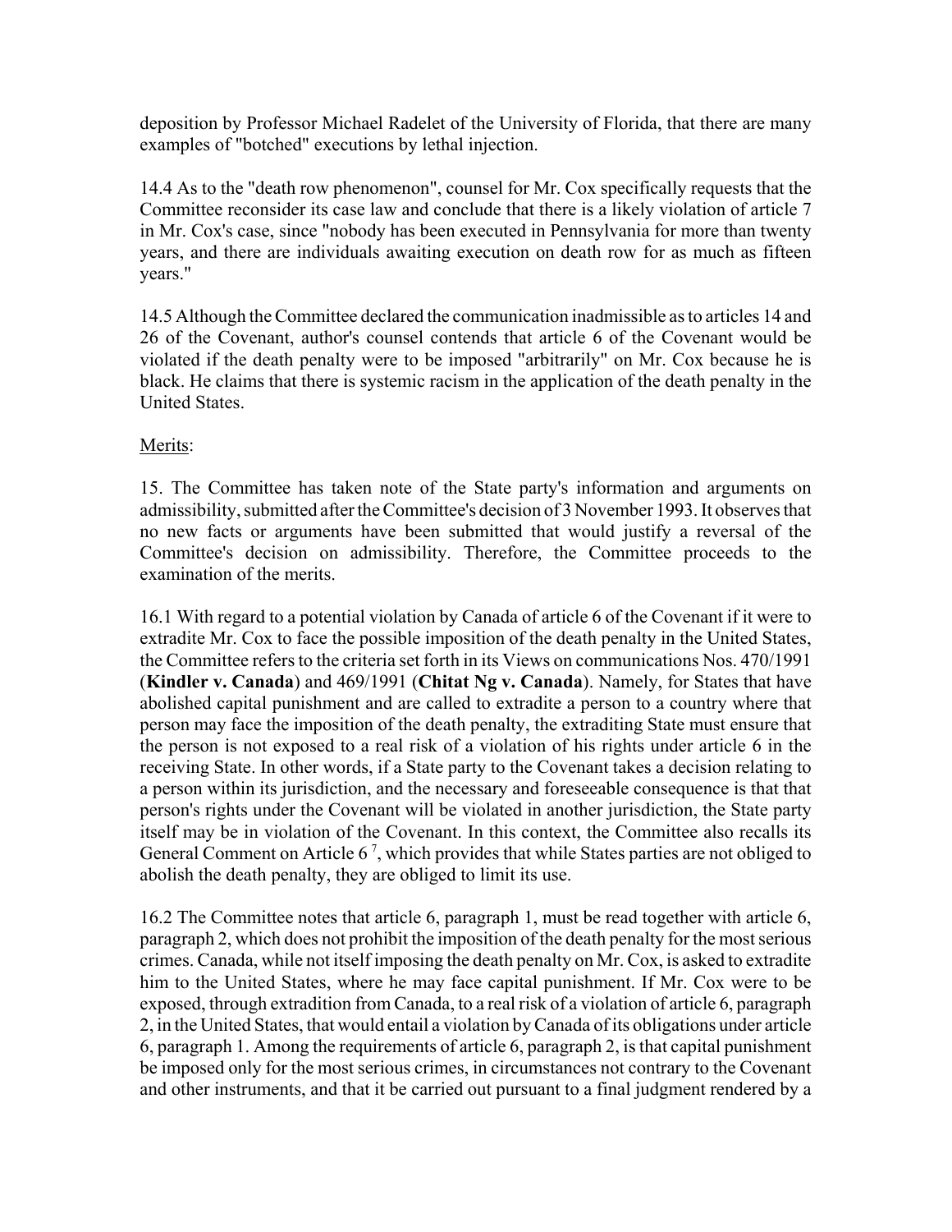deposition by Professor Michael Radelet of the University of Florida, that there are many examples of "botched" executions by lethal injection.

14.4 As to the "death row phenomenon", counsel for Mr. Cox specifically requests that the Committee reconsider its case law and conclude that there is a likely violation of article 7 in Mr. Cox's case, since "nobody has been executed in Pennsylvania for more than twenty years, and there are individuals awaiting execution on death row for as much as fifteen years."

14.5 Although the Committee declared the communication inadmissible as to articles 14 and 26 of the Covenant, author's counsel contends that article 6 of the Covenant would be violated if the death penalty were to be imposed "arbitrarily" on Mr. Cox because he is black. He claims that there is systemic racism in the application of the death penalty in the United States.

Merits:

15. The Committee has taken note of the State party's information and arguments on admissibility, submitted after the Committee's decision of 3 November 1993. It observes that no new facts or arguments have been submitted that would justify a reversal of the Committee's decision on admissibility. Therefore, the Committee proceeds to the examination of the merits.

16.1 With regard to a potential violation by Canada of article 6 of the Covenant if it were to extradite Mr. Cox to face the possible imposition of the death penalty in the United States, the Committee refers to the criteria set forth in its Views on communications Nos. 470/1991 (**Kindler v. Canada**) and 469/1991 (**Chitat Ng v. Canada**). Namely, for States that have abolished capital punishment and are called to extradite a person to a country where that person may face the imposition of the death penalty, the extraditing State must ensure that the person is not exposed to a real risk of a violation of his rights under article 6 in the receiving State. In other words, if a State party to the Covenant takes a decision relating to a person within its jurisdiction, and the necessary and foreseeable consequence is that that person's rights under the Covenant will be violated in another jurisdiction, the State party itself may be in violation of the Covenant. In this context, the Committee also recalls its General Comment on Article 6 [7], which provides that while States parties are not obliged to abolish the death penalty, they are obliged to limit its use.

16.2 The Committee notes that article 6, paragraph 1, must be read together with article 6, paragraph 2, which does not prohibit the imposition of the death penalty for the most serious crimes. Canada, while not itself imposing the death penalty on Mr. Cox, is asked to extradite him to the United States, where he may face capital punishment. If Mr. Cox were to be exposed, through extradition from Canada, to a real risk of a violation of article 6, paragraph 2, in the United States, that would entail a violation by Canada of its obligations under article 6, paragraph 1. Among the requirements of article 6, paragraph 2, is that capital punishment be imposed only for the most serious crimes, in circumstances not contrary to the Covenant and other instruments, and that it be carried out pursuant to a final judgment rendered by a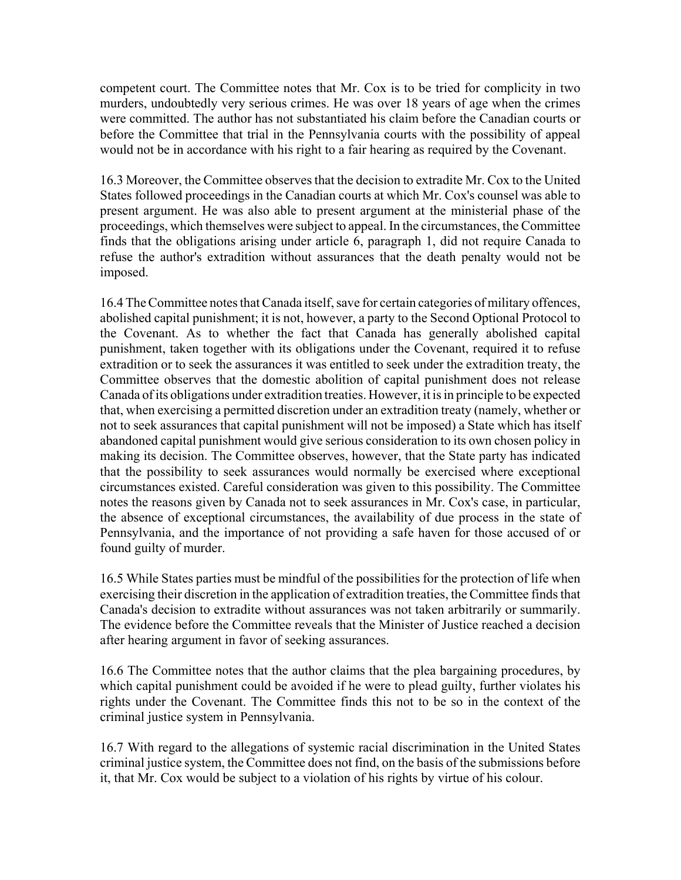competent court. The Committee notes that Mr. Cox is to be tried for complicity in two murders, undoubtedly very serious crimes. He was over 18 years of age when the crimes were committed. The author has not substantiated his claim before the Canadian courts or before the Committee that trial in the Pennsylvania courts with the possibility of appeal would not be in accordance with his right to a fair hearing as required by the Covenant.

16.3 Moreover, the Committee observes that the decision to extradite Mr. Cox to the United States followed proceedings in the Canadian courts at which Mr. Cox's counsel was able to present argument. He was also able to present argument at the ministerial phase of the proceedings, which themselves were subject to appeal. In the circumstances, the Committee finds that the obligations arising under article 6, paragraph 1, did not require Canada to refuse the author's extradition without assurances that the death penalty would not be imposed.

16.4 The Committee notes that Canada itself, save for certain categories of military offences, abolished capital punishment; it is not, however, a party to the Second Optional Protocol to the Covenant. As to whether the fact that Canada has generally abolished capital punishment, taken together with its obligations under the Covenant, required it to refuse extradition or to seek the assurances it was entitled to seek under the extradition treaty, the Committee observes that the domestic abolition of capital punishment does not release Canada of its obligations under extradition treaties. However, it is in principle to be expected that, when exercising a permitted discretion under an extradition treaty (namely, whether or not to seek assurances that capital punishment will not be imposed) a State which has itself abandoned capital punishment would give serious consideration to its own chosen policy in making its decision. The Committee observes, however, that the State party has indicated that the possibility to seek assurances would normally be exercised where exceptional circumstances existed. Careful consideration was given to this possibility. The Committee notes the reasons given by Canada not to seek assurances in Mr. Cox's case, in particular, the absence of exceptional circumstances, the availability of due process in the state of Pennsylvania, and the importance of not providing a safe haven for those accused of or found guilty of murder.

16.5 While States parties must be mindful of the possibilities for the protection of life when exercising their discretion in the application of extradition treaties, the Committee finds that Canada's decision to extradite without assurances was not taken arbitrarily or summarily. The evidence before the Committee reveals that the Minister of Justice reached a decision after hearing argument in favor of seeking assurances.

16.6 The Committee notes that the author claims that the plea bargaining procedures, by which capital punishment could be avoided if he were to plead guilty, further violates his rights under the Covenant. The Committee finds this not to be so in the context of the criminal justice system in Pennsylvania.

16.7 With regard to the allegations of systemic racial discrimination in the United States criminal justice system, the Committee does not find, on the basis of the submissions before it, that Mr. Cox would be subject to a violation of his rights by virtue of his colour.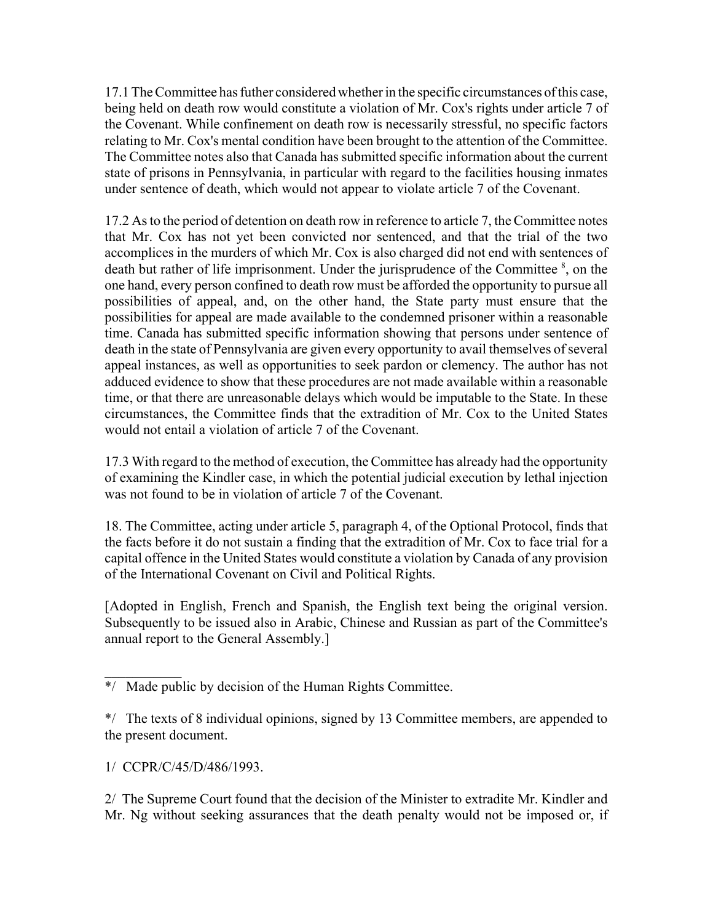17.1 The Committee has futher considered whether in the specific circumstances of this case, being held on death row would constitute a violation of Mr. Cox's rights under article 7 of the Covenant. While confinement on death row is necessarily stressful, no specific factors relating to Mr. Cox's mental condition have been brought to the attention of the Committee. The Committee notes also that Canada has submitted specific information about the current state of prisons in Pennsylvania, in particular with regard to the facilities housing inmates under sentence of death, which would not appear to violate article 7 of the Covenant.

17.2 As to the period of detention on death row in reference to article 7, the Committee notes that Mr. Cox has not yet been convicted nor sentenced, and that the trial of the two accomplices in the murders of which Mr. Cox is also charged did not end with sentences of death but rather of life imprisonment. Under the jurisprudence of the Committee [8], on the one hand, every person confined to death row must be afforded the opportunity to pursue all possibilities of appeal, and, on the other hand, the State party must ensure that the possibilities for appeal are made available to the condemned prisoner within a reasonable time. Canada has submitted specific information showing that persons under sentence of death in the state of Pennsylvania are given every opportunity to avail themselves of several appeal instances, as well as opportunities to seek pardon or clemency. The author has not adduced evidence to show that these procedures are not made available within a reasonable time, or that there are unreasonable delays which would be imputable to the State. In these circumstances, the Committee finds that the extradition of Mr. Cox to the United States would not entail a violation of article 7 of the Covenant.

17.3 With regard to the method of execution, the Committee has already had the opportunity of examining the Kindler case, in which the potential judicial execution by lethal injection was not found to be in violation of article 7 of the Covenant.

18. The Committee, acting under article 5, paragraph 4, of the Optional Protocol, finds that the facts before it do not sustain a finding that the extradition of Mr. Cox to face trial for a capital offence in the United States would constitute a violation by Canada of any provision of the International Covenant on Civil and Political Rights.

[Adopted in English, French and Spanish, the English text being the original version. Subsequently to be issued also in Arabic, Chinese and Russian as part of the Committee's annual report to the General Assembly.]

---

*/ Made public by decision of the Human Rights Committee.

*/ The texts of 8 individual opinions, signed by 13 Committee members, are appended to the present document.

1/ CCPR/C/45/D/486/1993.

2/ The Supreme Court found that the decision of the Minister to extradite Mr. Kindler and Mr. Ng without seeking assurances that the death penalty would not be imposed or, if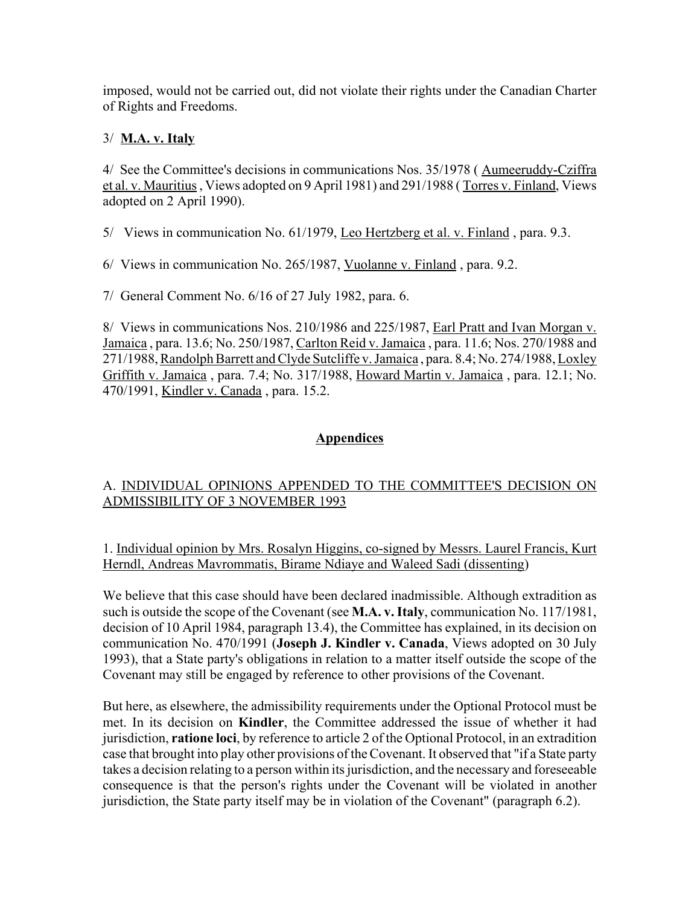imposed, would not be carried out, did not violate their rights under the Canadian Charter of Rights and Freedoms.

3/ **M.A. v. Italy**

4/ See the Committee's decisions in communications Nos. 35/1978 ( Aumeeruddy-Cziffra et al. v. Mauritius , Views adopted on 9 April 1981) and 291/1988 ( Torres v. Finland, Views adopted on 2 April 1990).

5/ Views in communication No. 61/1979, Leo Hertzberg et al. v. Finland , para. 9.3.

6/ Views in communication No. 265/1987, Vuolanne v. Finland , para. 9.2.

7/ General Comment No. 6/16 of 27 July 1982, para. 6.

8/ Views in communications Nos. 210/1986 and 225/1987, Earl Pratt and Ivan Morgan v. Jamaica , para. 13.6; No. 250/1987, Carlton Reid v. Jamaica , para. 11.6; Nos. 270/1988 and 271/1988, Randolph Barrett and Clyde Sutcliffe v. Jamaica , para. 8.4; No. 274/1988, Loxley Griffith v. Jamaica , para. 7.4; No. 317/1988, Howard Martin v. Jamaica , para. 12.1; No. 470/1991, Kindler v. Canada , para. 15.2.

## Appendices

### A. INDIVIDUAL OPINIONS APPENDED TO THE COMMITTEE'S DECISION ON ADMISSIBILITY OF 3 NOVEMBER 1993

1. Individual opinion by Mrs. Rosalyn Higgins, co-signed by Messrs. Laurel Francis, Kurt Herndl, Andreas Mavrommatis, Birame Ndiaye and Waleed Sadi (dissenting)

We believe that this case should have been declared inadmissible. Although extradition as such is outside the scope of the Covenant (see **M.A. v. Italy**, communication No. 117/1981, decision of 10 April 1984, paragraph 13.4), the Committee has explained, in its decision on communication No. 470/1991 (**Joseph J. Kindler v. Canada**, Views adopted on 30 July 1993), that a State party's obligations in relation to a matter itself outside the scope of the Covenant may still be engaged by reference to other provisions of the Covenant.

But here, as elsewhere, the admissibility requirements under the Optional Protocol must be met. In its decision on **Kindler**, the Committee addressed the issue of whether it had jurisdiction, **ratione loci**, by reference to article 2 of the Optional Protocol, in an extradition case that brought into play other provisions of the Covenant. It observed that "if a State party takes a decision relating to a person within its jurisdiction, and the necessary and foreseeable consequence is that the person's rights under the Covenant will be violated in another jurisdiction, the State party itself may be in violation of the Covenant" (paragraph 6.2).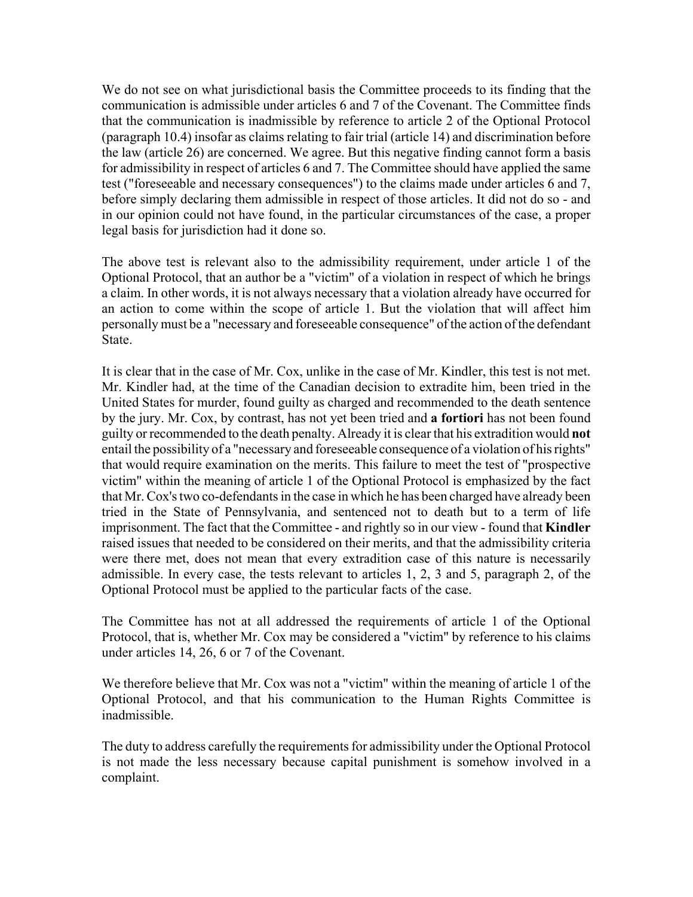We do not see on what jurisdictional basis the Committee proceeds to its finding that the communication is admissible under articles 6 and 7 of the Covenant. The Committee finds that the communication is inadmissible by reference to article 2 of the Optional Protocol (paragraph 10.4) insofar as claims relating to fair trial (article 14) and discrimination before the law (article 26) are concerned. We agree. But this negative finding cannot form a basis for admissibility in respect of articles 6 and 7. The Committee should have applied the same test ("foreseeable and necessary consequences") to the claims made under articles 6 and 7, before simply declaring them admissible in respect of those articles. It did not do so - and in our opinion could not have found, in the particular circumstances of the case, a proper legal basis for jurisdiction had it done so.

The above test is relevant also to the admissibility requirement, under article 1 of the Optional Protocol, that an author be a "victim" of a violation in respect of which he brings a claim. In other words, it is not always necessary that a violation already have occurred for an action to come within the scope of article 1. But the violation that will affect him personally must be a "necessary and foreseeable consequence" of the action of the defendant State.

It is clear that in the case of Mr. Cox, unlike in the case of Mr. Kindler, this test is not met. Mr. Kindler had, at the time of the Canadian decision to extradite him, been tried in the United States for murder, found guilty as charged and recommended to the death sentence by the jury. Mr. Cox, by contrast, has not yet been tried and **a fortiori** has not been found guilty or recommended to the death penalty. Already it is clear that his extradition would **not** entail the possibility of a "necessary and foreseeable consequence of a violation of his rights" that would require examination on the merits. This failure to meet the test of "prospective victim" within the meaning of article 1 of the Optional Protocol is emphasized by the fact that Mr. Cox's two co-defendants in the case in which he has been charged have already been tried in the State of Pennsylvania, and sentenced not to death but to a term of life imprisonment. The fact that the Committee - and rightly so in our view - found that **Kindler** raised issues that needed to be considered on their merits, and that the admissibility criteria were there met, does not mean that every extradition case of this nature is necessarily admissible. In every case, the tests relevant to articles 1, 2, 3 and 5, paragraph 2, of the Optional Protocol must be applied to the particular facts of the case.

The Committee has not at all addressed the requirements of article 1 of the Optional Protocol, that is, whether Mr. Cox may be considered a "victim" by reference to his claims under articles 14, 26, 6 or 7 of the Covenant.

We therefore believe that Mr. Cox was not a "victim" within the meaning of article 1 of the Optional Protocol, and that his communication to the Human Rights Committee is inadmissible.

The duty to address carefully the requirements for admissibility under the Optional Protocol is not made the less necessary because capital punishment is somehow involved in a complaint.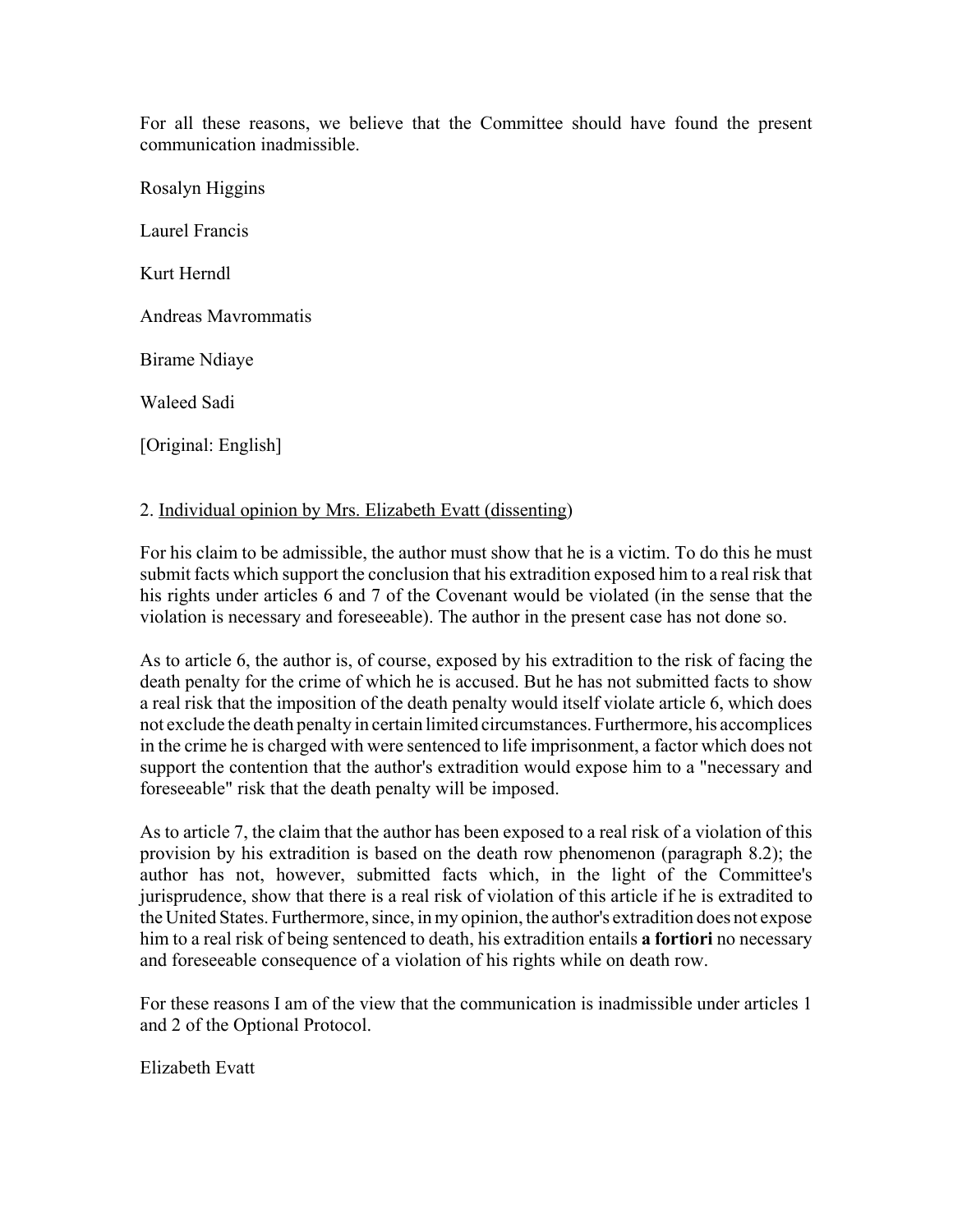For all these reasons, we believe that the Committee should have found the present communication inadmissible.

Rosalyn Higgins

Laurel Francis

Kurt Herndl

Andreas Mavrommatis

Birame Ndiaye

Waleed Sadi

[Original: English]

2. Individual opinion by Mrs. Elizabeth Evatt (dissenting)

For his claim to be admissible, the author must show that he is a victim. To do this he must submit facts which support the conclusion that his extradition exposed him to a real risk that his rights under articles 6 and 7 of the Covenant would be violated (in the sense that the violation is necessary and foreseeable). The author in the present case has not done so.

As to article 6, the author is, of course, exposed by his extradition to the risk of facing the death penalty for the crime of which he is accused. But he has not submitted facts to show a real risk that the imposition of the death penalty would itself violate article 6, which does not exclude the death penalty in certain limited circumstances. Furthermore, his accomplices in the crime he is charged with were sentenced to life imprisonment, a factor which does not support the contention that the author's extradition would expose him to a "necessary and foreseeable" risk that the death penalty will be imposed.

As to article 7, the claim that the author has been exposed to a real risk of a violation of this provision by his extradition is based on the death row phenomenon (paragraph 8.2); the author has not, however, submitted facts which, in the light of the Committee's jurisprudence, show that there is a real risk of violation of this article if he is extradited to the United States. Furthermore, since, in my opinion, the author's extradition does not expose him to a real risk of being sentenced to death, his extradition entails **a fortiori** no necessary and foreseeable consequence of a violation of his rights while on death row.

For these reasons I am of the view that the communication is inadmissible under articles 1 and 2 of the Optional Protocol.

Elizabeth Evatt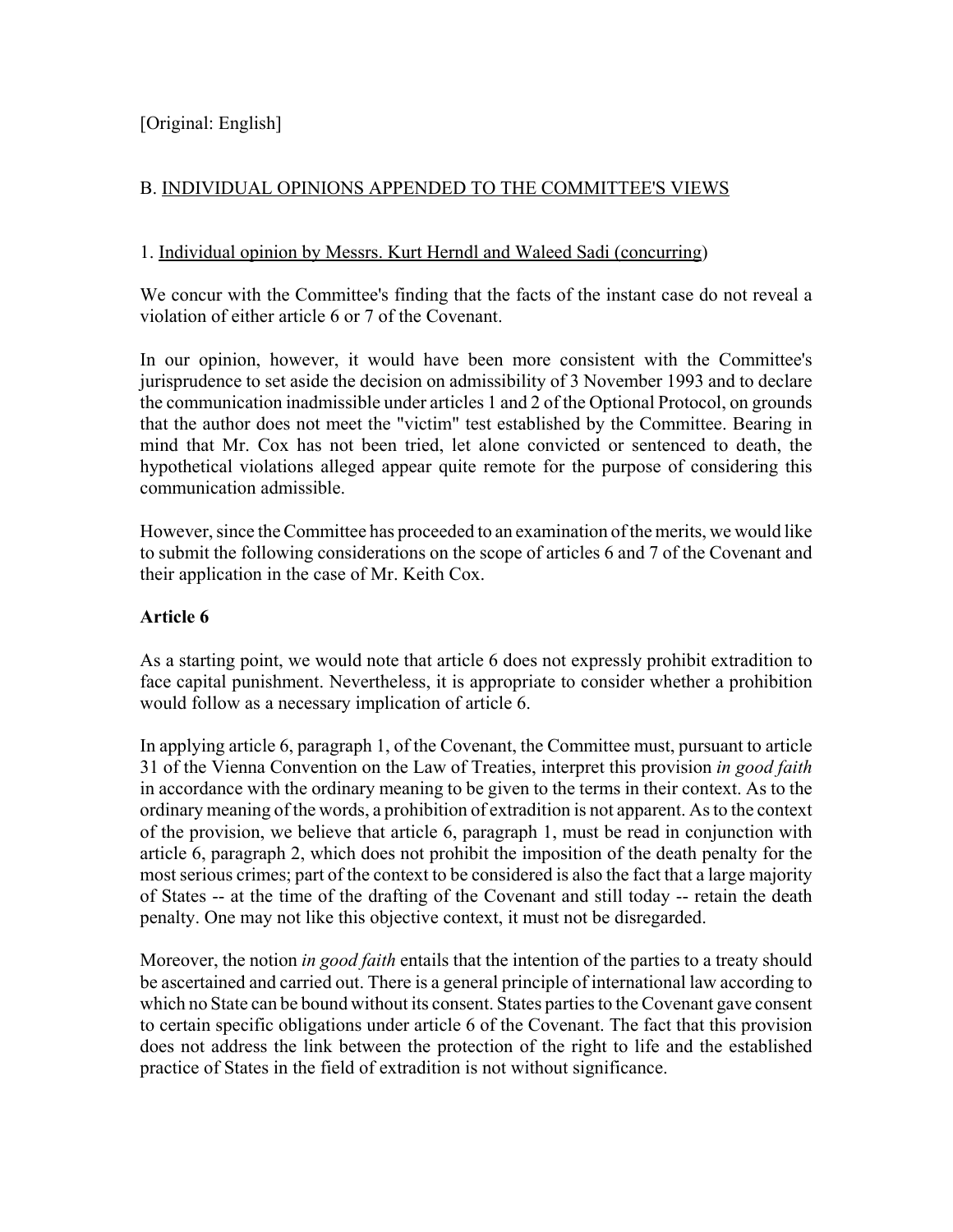[Original: English]

## B. INDIVIDUAL OPINIONS APPENDED TO THE COMMITTEE'S VIEWS

### 1. Individual opinion by Messrs. Kurt Herndl and Waleed Sadi (concurring)

We concur with the Committee's finding that the facts of the instant case do not reveal a violation of either article 6 or 7 of the Covenant.

In our opinion, however, it would have been more consistent with the Committee's jurisprudence to set aside the decision on admissibility of 3 November 1993 and to declare the communication inadmissible under articles 1 and 2 of the Optional Protocol, on grounds that the author does not meet the "victim" test established by the Committee. Bearing in mind that Mr. Cox has not been tried, let alone convicted or sentenced to death, the hypothetical violations alleged appear quite remote for the purpose of considering this communication admissible.

However, since the Committee has proceeded to an examination of the merits, we would like to submit the following considerations on the scope of articles 6 and 7 of the Covenant and their application in the case of Mr. Keith Cox.

**Article 6**

As a starting point, we would note that article 6 does not expressly prohibit extradition to face capital punishment. Nevertheless, it is appropriate to consider whether a prohibition would follow as a necessary implication of article 6.

In applying article 6, paragraph 1, of the Covenant, the Committee must, pursuant to article 31 of the Vienna Convention on the Law of Treaties, interpret this provision *in good faith* in accordance with the ordinary meaning to be given to the terms in their context. As to the ordinary meaning of the words, a prohibition of extradition is not apparent. As to the context of the provision, we believe that article 6, paragraph 1, must be read in conjunction with article 6, paragraph 2, which does not prohibit the imposition of the death penalty for the most serious crimes; part of the context to be considered is also the fact that a large majority of States -- at the time of the drafting of the Covenant and still today -- retain the death penalty. One may not like this objective context, it must not be disregarded.

Moreover, the notion *in good faith* entails that the intention of the parties to a treaty should be ascertained and carried out. There is a general principle of international law according to which no State can be bound without its consent. States parties to the Covenant gave consent to certain specific obligations under article 6 of the Covenant. The fact that this provision does not address the link between the protection of the right to life and the established practice of States in the field of extradition is not without significance.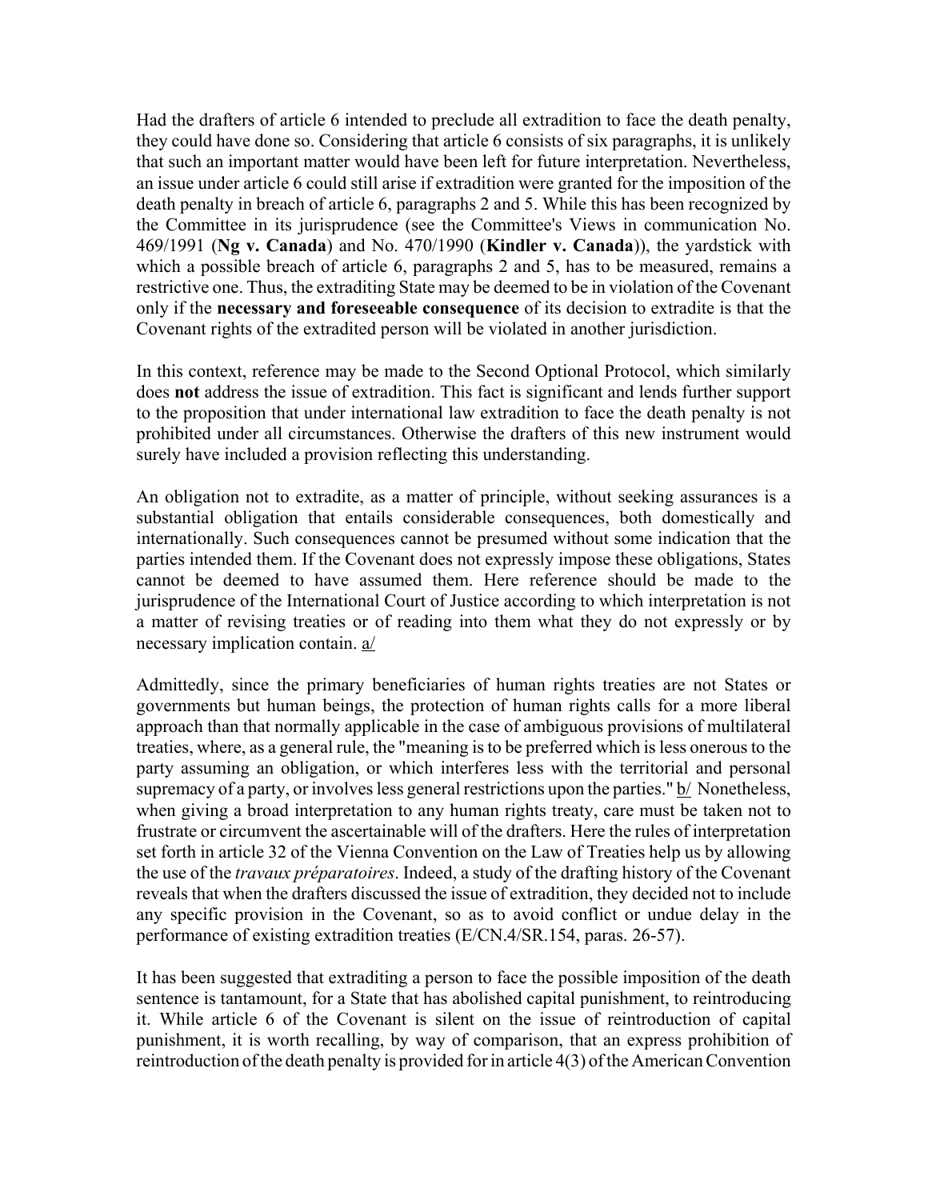Had the drafters of article 6 intended to preclude all extradition to face the death penalty, they could have done so. Considering that article 6 consists of six paragraphs, it is unlikely that such an important matter would have been left for future interpretation. Nevertheless, an issue under article 6 could still arise if extradition were granted for the imposition of the death penalty in breach of article 6, paragraphs 2 and 5. While this has been recognized by the Committee in its jurisprudence (see the Committee's Views in communication No. 469/1991 (**Ng v. Canada**) and No. 470/1990 (**Kindler v. Canada**)), the yardstick with which a possible breach of article 6, paragraphs 2 and 5, has to be measured, remains a restrictive one. Thus, the extraditing State may be deemed to be in violation of the Covenant only if the **necessary and foreseeable consequence** of its decision to extradite is that the Covenant rights of the extradited person will be violated in another jurisdiction.

In this context, reference may be made to the Second Optional Protocol, which similarly does **not** address the issue of extradition. This fact is significant and lends further support to the proposition that under international law extradition to face the death penalty is not prohibited under all circumstances. Otherwise the drafters of this new instrument would surely have included a provision reflecting this understanding.

An obligation not to extradite, as a matter of principle, without seeking assurances is a substantial obligation that entails considerable consequences, both domestically and internationally. Such consequences cannot be presumed without some indication that the parties intended them. If the Covenant does not expressly impose these obligations, States cannot be deemed to have assumed them. Here reference should be made to the jurisprudence of the International Court of Justice according to which interpretation is not a matter of revising treaties or of reading into them what they do not expressly or by necessary implication contain. a/

Admittedly, since the primary beneficiaries of human rights treaties are not States or governments but human beings, the protection of human rights calls for a more liberal approach than that normally applicable in the case of ambiguous provisions of multilateral treaties, where, as a general rule, the "meaning is to be preferred which is less onerous to the party assuming an obligation, or which interferes less with the territorial and personal supremacy of a party, or involves less general restrictions upon the parties." b/ Nonetheless, when giving a broad interpretation to any human rights treaty, care must be taken not to frustrate or circumvent the ascertainable will of the drafters. Here the rules of interpretation set forth in article 32 of the Vienna Convention on the Law of Treaties help us by allowing the use of the *travaux préparatoires*. Indeed, a study of the drafting history of the Covenant reveals that when the drafters discussed the issue of extradition, they decided not to include any specific provision in the Covenant, so as to avoid conflict or undue delay in the performance of existing extradition treaties (E/CN.4/SR.154, paras. 26-57).

It has been suggested that extraditing a person to face the possible imposition of the death sentence is tantamount, for a State that has abolished capital punishment, to reintroducing it. While article 6 of the Covenant is silent on the issue of reintroduction of capital punishment, it is worth recalling, by way of comparison, that an express prohibition of reintroduction of the death penalty is provided for in article 4(3) of the American Convention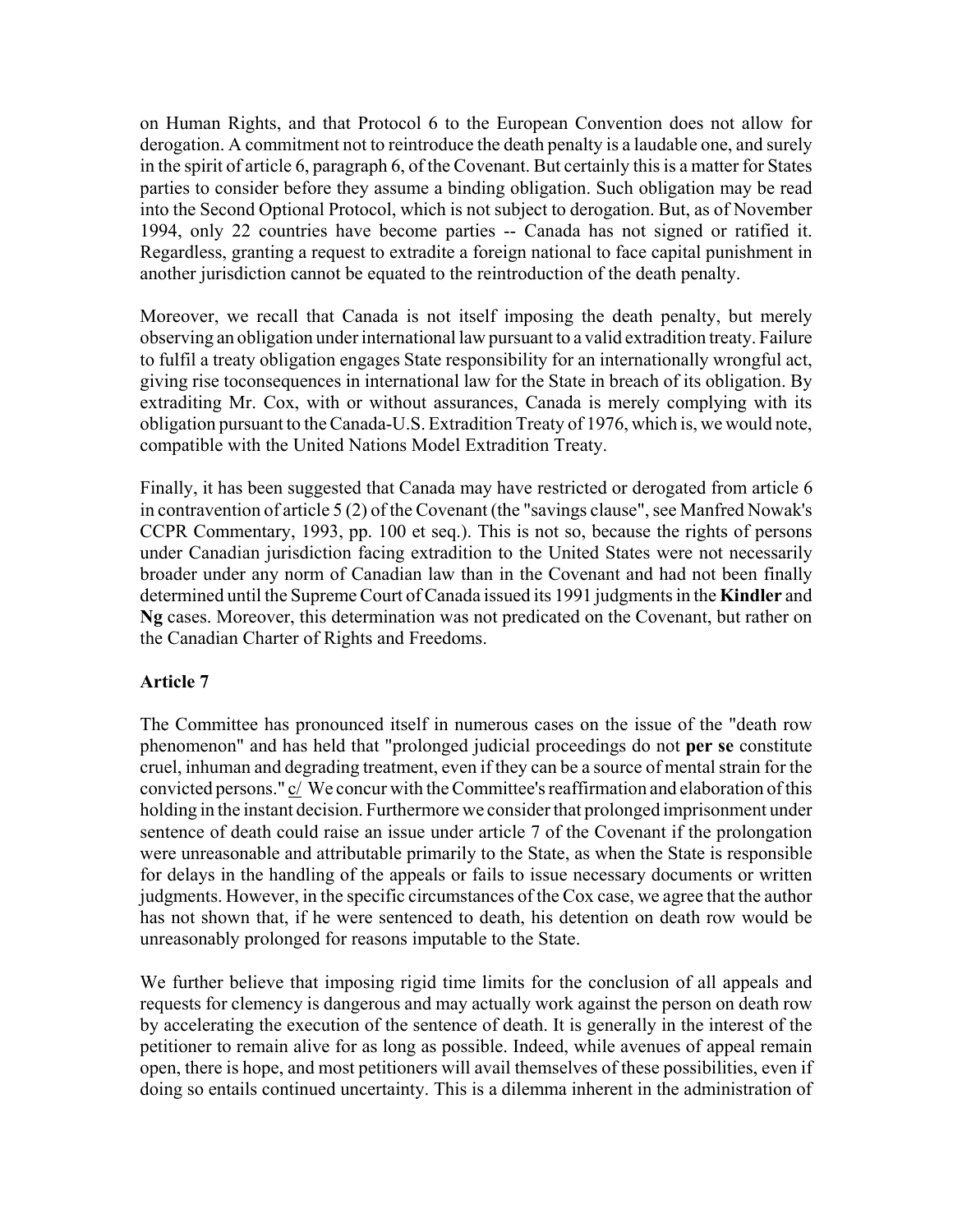on Human Rights, and that Protocol 6 to the European Convention does not allow for derogation. A commitment not to reintroduce the death penalty is a laudable one, and surely in the spirit of article 6, paragraph 6, of the Covenant. But certainly this is a matter for States parties to consider before they assume a binding obligation. Such obligation may be read into the Second Optional Protocol, which is not subject to derogation. But, as of November 1994, only 22 countries have become parties -- Canada has not signed or ratified it. Regardless, granting a request to extradite a foreign national to face capital punishment in another jurisdiction cannot be equated to the reintroduction of the death penalty.

Moreover, we recall that Canada is not itself imposing the death penalty, but merely observing an obligation under international law pursuant to a valid extradition treaty. Failure to fulfil a treaty obligation engages State responsibility for an internationally wrongful act, giving rise toconsequences in international law for the State in breach of its obligation. By extraditing Mr. Cox, with or without assurances, Canada is merely complying with its obligation pursuant to the Canada-U.S. Extradition Treaty of 1976, which is, we would note, compatible with the United Nations Model Extradition Treaty.

Finally, it has been suggested that Canada may have restricted or derogated from article 6 in contravention of article 5 (2) of the Covenant (the "savings clause", see Manfred Nowak's CCPR Commentary, 1993, pp. 100 et seq.). This is not so, because the rights of persons under Canadian jurisdiction facing extradition to the United States were not necessarily broader under any norm of Canadian law than in the Covenant and had not been finally determined until the Supreme Court of Canada issued its 1991 judgments in the **Kindler** and **Ng** cases. Moreover, this determination was not predicated on the Covenant, but rather on the Canadian Charter of Rights and Freedoms.

**Article 7**

The Committee has pronounced itself in numerous cases on the issue of the "death row phenomenon" and has held that "prolonged judicial proceedings do not **per se** constitute cruel, inhuman and degrading treatment, even if they can be a source of mental strain for the convicted persons." c/ We concur with the Committee's reaffirmation and elaboration of this holding in the instant decision. Furthermore we consider that prolonged imprisonment under sentence of death could raise an issue under article 7 of the Covenant if the prolongation were unreasonable and attributable primarily to the State, as when the State is responsible for delays in the handling of the appeals or fails to issue necessary documents or written judgments. However, in the specific circumstances of the Cox case, we agree that the author has not shown that, if he were sentenced to death, his detention on death row would be unreasonably prolonged for reasons imputable to the State.

We further believe that imposing rigid time limits for the conclusion of all appeals and requests for clemency is dangerous and may actually work against the person on death row by accelerating the execution of the sentence of death. It is generally in the interest of the petitioner to remain alive for as long as possible. Indeed, while avenues of appeal remain open, there is hope, and most petitioners will avail themselves of these possibilities, even if doing so entails continued uncertainty. This is a dilemma inherent in the administration of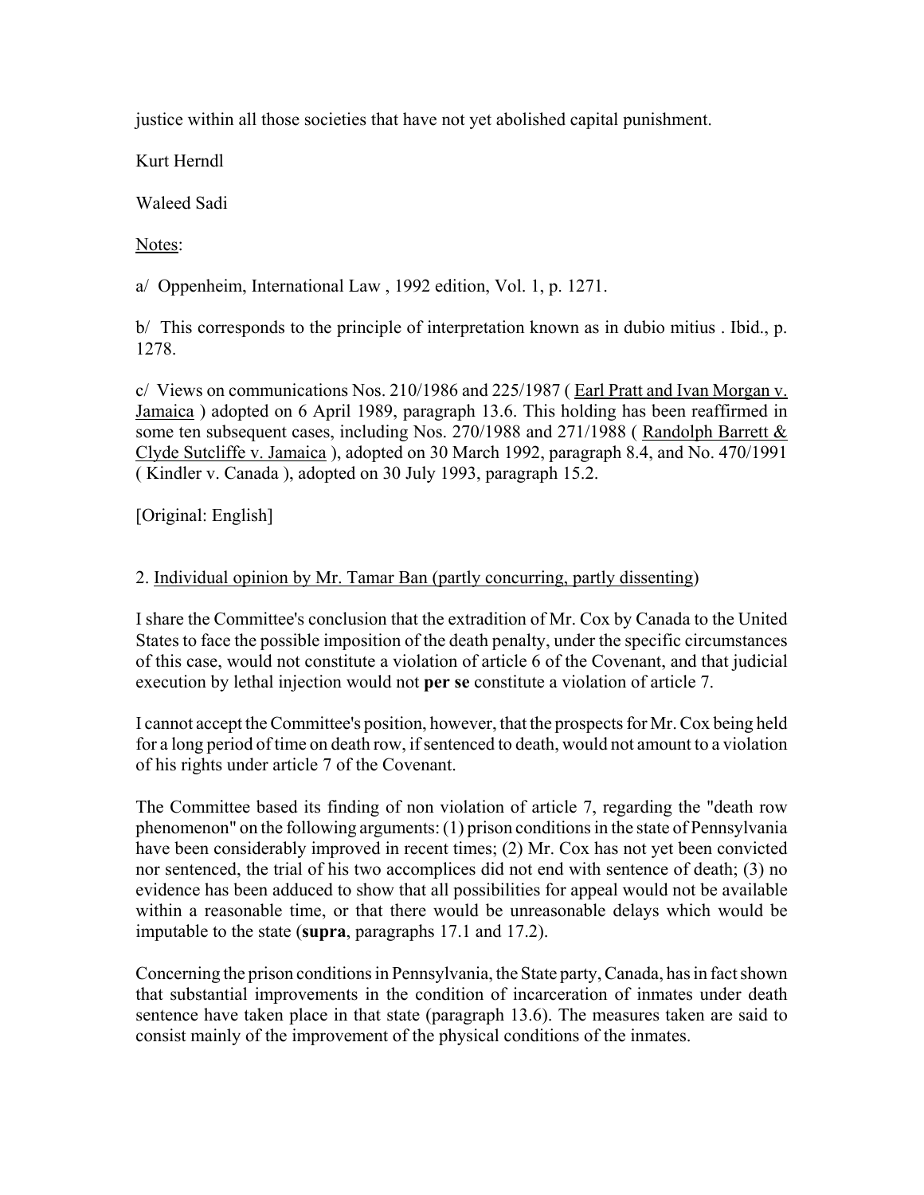justice within all those societies that have not yet abolished capital punishment.

Kurt Herndl

Waleed Sadi

Notes:

a/ Oppenheim, International Law , 1992 edition, Vol. 1, p. 1271.

b/ This corresponds to the principle of interpretation known as in dubio mitius . Ibid., p. 1278.

c/ Views on communications Nos. 210/1986 and 225/1987 ( Earl Pratt and Ivan Morgan v. Jamaica ) adopted on 6 April 1989, paragraph 13.6. This holding has been reaffirmed in some ten subsequent cases, including Nos. 270/1988 and 271/1988 ( Randolph Barrett & Clyde Sutcliffe v. Jamaica ), adopted on 30 March 1992, paragraph 8.4, and No. 470/1991 ( Kindler v. Canada ), adopted on 30 July 1993, paragraph 15.2.

[Original: English]

2. Individual opinion by Mr. Tamar Ban (partly concurring, partly dissenting)

I share the Committee's conclusion that the extradition of Mr. Cox by Canada to the United States to face the possible imposition of the death penalty, under the specific circumstances of this case, would not constitute a violation of article 6 of the Covenant, and that judicial execution by lethal injection would not **per se** constitute a violation of article 7.

I cannot accept the Committee's position, however, that the prospects for Mr. Cox being held for a long period of time on death row, if sentenced to death, would not amount to a violation of his rights under article 7 of the Covenant.

The Committee based its finding of non violation of article 7, regarding the "death row phenomenon" on the following arguments: (1) prison conditions in the state of Pennsylvania have been considerably improved in recent times; (2) Mr. Cox has not yet been convicted nor sentenced, the trial of his two accomplices did not end with sentence of death; (3) no evidence has been adduced to show that all possibilities for appeal would not be available within a reasonable time, or that there would be unreasonable delays which would be imputable to the state (**supra**, paragraphs 17.1 and 17.2).

Concerning the prison conditions in Pennsylvania, the State party, Canada, has in fact shown that substantial improvements in the condition of incarceration of inmates under death sentence have taken place in that state (paragraph 13.6). The measures taken are said to consist mainly of the improvement of the physical conditions of the inmates.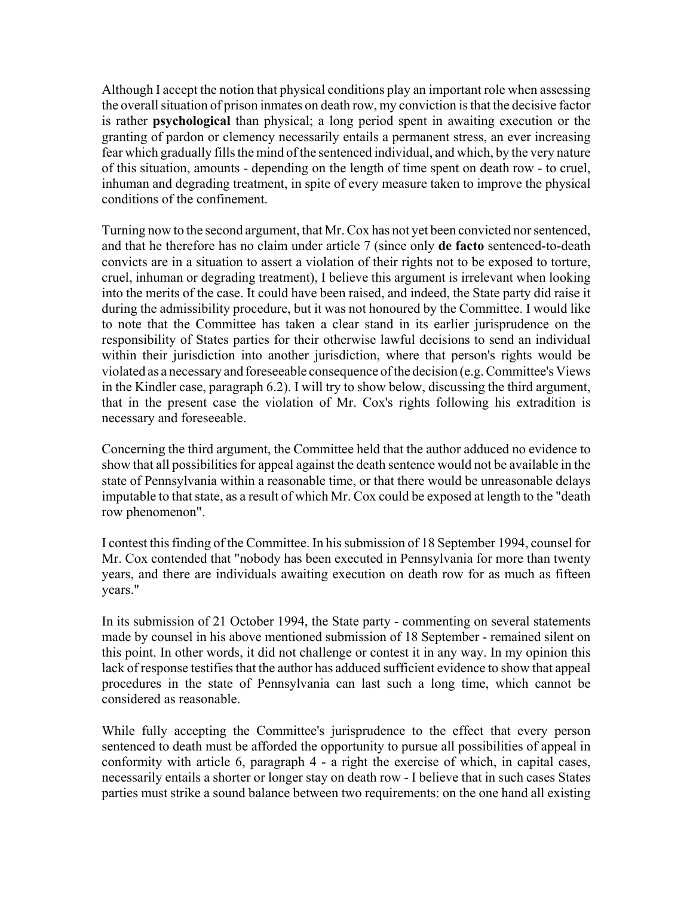Although I accept the notion that physical conditions play an important role when assessing the overall situation of prison inmates on death row, my conviction is that the decisive factor is rather **psychological** than physical; a long period spent in awaiting execution or the granting of pardon or clemency necessarily entails a permanent stress, an ever increasing fear which gradually fills the mind of the sentenced individual, and which, by the very nature of this situation, amounts - depending on the length of time spent on death row - to cruel, inhuman and degrading treatment, in spite of every measure taken to improve the physical conditions of the confinement.

Turning now to the second argument, that Mr. Cox has not yet been convicted nor sentenced, and that he therefore has no claim under article 7 (since only **de facto** sentenced-to-death convicts are in a situation to assert a violation of their rights not to be exposed to torture, cruel, inhuman or degrading treatment), I believe this argument is irrelevant when looking into the merits of the case. It could have been raised, and indeed, the State party did raise it during the admissibility procedure, but it was not honoured by the Committee. I would like to note that the Committee has taken a clear stand in its earlier jurisprudence on the responsibility of States parties for their otherwise lawful decisions to send an individual within their jurisdiction into another jurisdiction, where that person's rights would be violated as a necessary and foreseeable consequence of the decision (e.g. Committee's Views in the Kindler case, paragraph 6.2). I will try to show below, discussing the third argument, that in the present case the violation of Mr. Cox's rights following his extradition is necessary and foreseeable.

Concerning the third argument, the Committee held that the author adduced no evidence to show that all possibilities for appeal against the death sentence would not be available in the state of Pennsylvania within a reasonable time, or that there would be unreasonable delays imputable to that state, as a result of which Mr. Cox could be exposed at length to the "death row phenomenon".

I contest this finding of the Committee. In his submission of 18 September 1994, counsel for Mr. Cox contended that "nobody has been executed in Pennsylvania for more than twenty years, and there are individuals awaiting execution on death row for as much as fifteen years."

In its submission of 21 October 1994, the State party - commenting on several statements made by counsel in his above mentioned submission of 18 September - remained silent on this point. In other words, it did not challenge or contest it in any way. In my opinion this lack of response testifies that the author has adduced sufficient evidence to show that appeal procedures in the state of Pennsylvania can last such a long time, which cannot be considered as reasonable.

While fully accepting the Committee's jurisprudence to the effect that every person sentenced to death must be afforded the opportunity to pursue all possibilities of appeal in conformity with article 6, paragraph 4 - a right the exercise of which, in capital cases, necessarily entails a shorter or longer stay on death row - I believe that in such cases States parties must strike a sound balance between two requirements: on the one hand all existing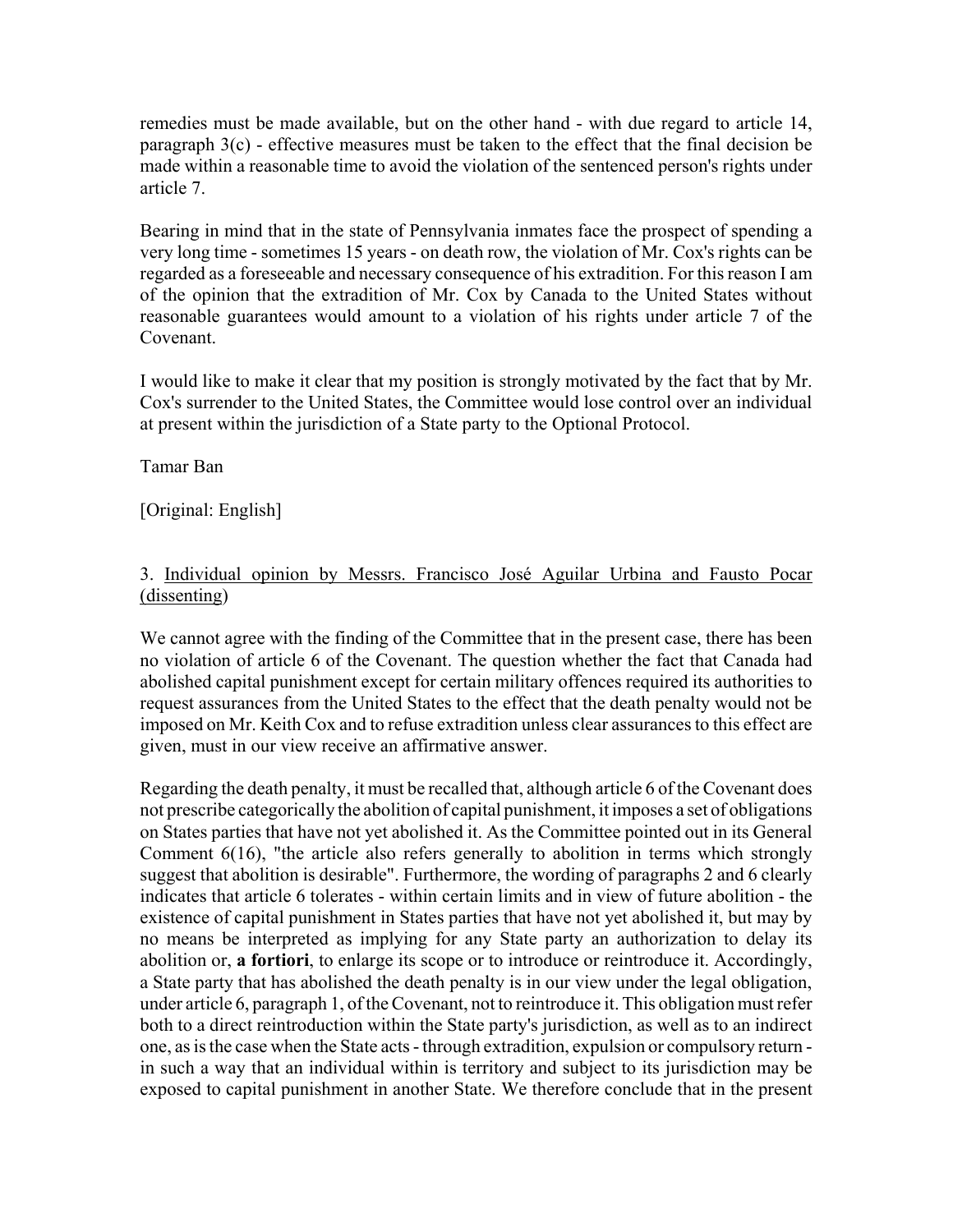remedies must be made available, but on the other hand - with due regard to article 14, paragraph 3(c) - effective measures must be taken to the effect that the final decision be made within a reasonable time to avoid the violation of the sentenced person's rights under article 7.

Bearing in mind that in the state of Pennsylvania inmates face the prospect of spending a very long time - sometimes 15 years - on death row, the violation of Mr. Cox's rights can be regarded as a foreseeable and necessary consequence of his extradition. For this reason I am of the opinion that the extradition of Mr. Cox by Canada to the United States without reasonable guarantees would amount to a violation of his rights under article 7 of the Covenant.

I would like to make it clear that my position is strongly motivated by the fact that by Mr. Cox's surrender to the United States, the Committee would lose control over an individual at present within the jurisdiction of a State party to the Optional Protocol.

Tamar Ban

[Original: English]

3. <u>Individual opinion by Messrs. Francisco José Aguilar Urbina and Fausto Pocar (dissenting)</u>

We cannot agree with the finding of the Committee that in the present case, there has been no violation of article 6 of the Covenant. The question whether the fact that Canada had abolished capital punishment except for certain military offences required its authorities to request assurances from the United States to the effect that the death penalty would not be imposed on Mr. Keith Cox and to refuse extradition unless clear assurances to this effect are given, must in our view receive an affirmative answer.

Regarding the death penalty, it must be recalled that, although article 6 of the Covenant does not prescribe categorically the abolition of capital punishment, it imposes a set of obligations on States parties that have not yet abolished it. As the Committee pointed out in its General Comment 6(16), "the article also refers generally to abolition in terms which strongly suggest that abolition is desirable". Furthermore, the wording of paragraphs 2 and 6 clearly indicates that article 6 tolerates - within certain limits and in view of future abolition - the existence of capital punishment in States parties that have not yet abolished it, but may by no means be interpreted as implying for any State party an authorization to delay its abolition or, **a fortiori**, to enlarge its scope or to introduce or reintroduce it. Accordingly, a State party that has abolished the death penalty is in our view under the legal obligation, under article 6, paragraph 1, of the Covenant, not to reintroduce it. This obligation must refer both to a direct reintroduction within the State party's jurisdiction, as well as to an indirect one, as is the case when the State acts - through extradition, expulsion or compulsory return - in such a way that an individual within is territory and subject to its jurisdiction may be exposed to capital punishment in another State. We therefore conclude that in the present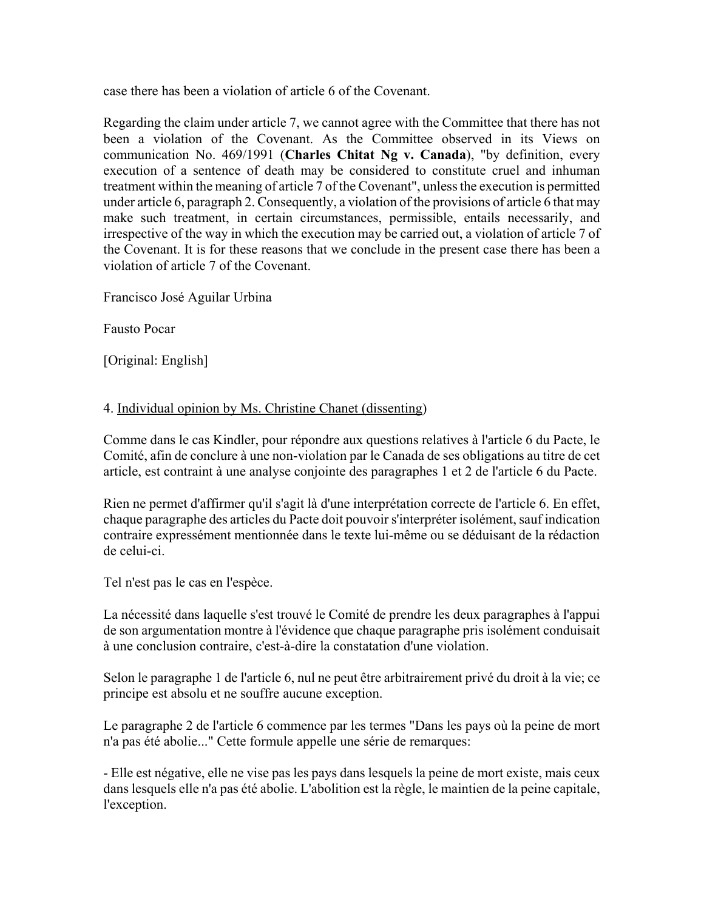case there has been a violation of article 6 of the Covenant.

Regarding the claim under article 7, we cannot agree with the Committee that there has not been a violation of the Covenant. As the Committee observed in its Views on communication No. 469/1991 (**Charles Chitat Ng v. Canada**), "by definition, every execution of a sentence of death may be considered to constitute cruel and inhuman treatment within the meaning of article 7 of the Covenant", unless the execution is permitted under article 6, paragraph 2. Consequently, a violation of the provisions of article 6 that may make such treatment, in certain circumstances, permissible, entails necessarily, and irrespective of the way in which the execution may be carried out, a violation of article 7 of the Covenant. It is for these reasons that we conclude in the present case there has been a violation of article 7 of the Covenant.

Francisco José Aguilar Urbina

Fausto Pocar

[Original: English]

4. Individual opinion by Ms. Christine Chanet (dissenting)

Comme dans le cas Kindler, pour répondre aux questions relatives à l'article 6 du Pacte, le Comité, afin de conclure à une non-violation par le Canada de ses obligations au titre de cet article, est contraint à une analyse conjointe des paragraphes 1 et 2 de l'article 6 du Pacte.

Rien ne permet d'affirmer qu'il s'agit là d'une interprétation correcte de l'article 6. En effet, chaque paragraphe des articles du Pacte doit pouvoir s'interpréter isolément, sauf indication contraire expressément mentionnée dans le texte lui-même ou se déduisant de la rédaction de celui-ci.

Tel n'est pas le cas en l'espèce.

La nécessité dans laquelle s'est trouvé le Comité de prendre les deux paragraphes à l'appui de son argumentation montre à l'évidence que chaque paragraphe pris isolément conduisait à une conclusion contraire, c'est-à-dire la constatation d'une violation.

Selon le paragraphe 1 de l'article 6, nul ne peut être arbitrairement privé du droit à la vie; ce principe est absolu et ne souffre aucune exception.

Le paragraphe 2 de l'article 6 commence par les termes "Dans les pays où la peine de mort n'a pas été abolie..." Cette formule appelle une série de remarques:

- Elle est négative, elle ne vise pas les pays dans lesquels la peine de mort existe, mais ceux dans lesquels elle n'a pas été abolie. L'abolition est la règle, le maintien de la peine capitale, l'exception.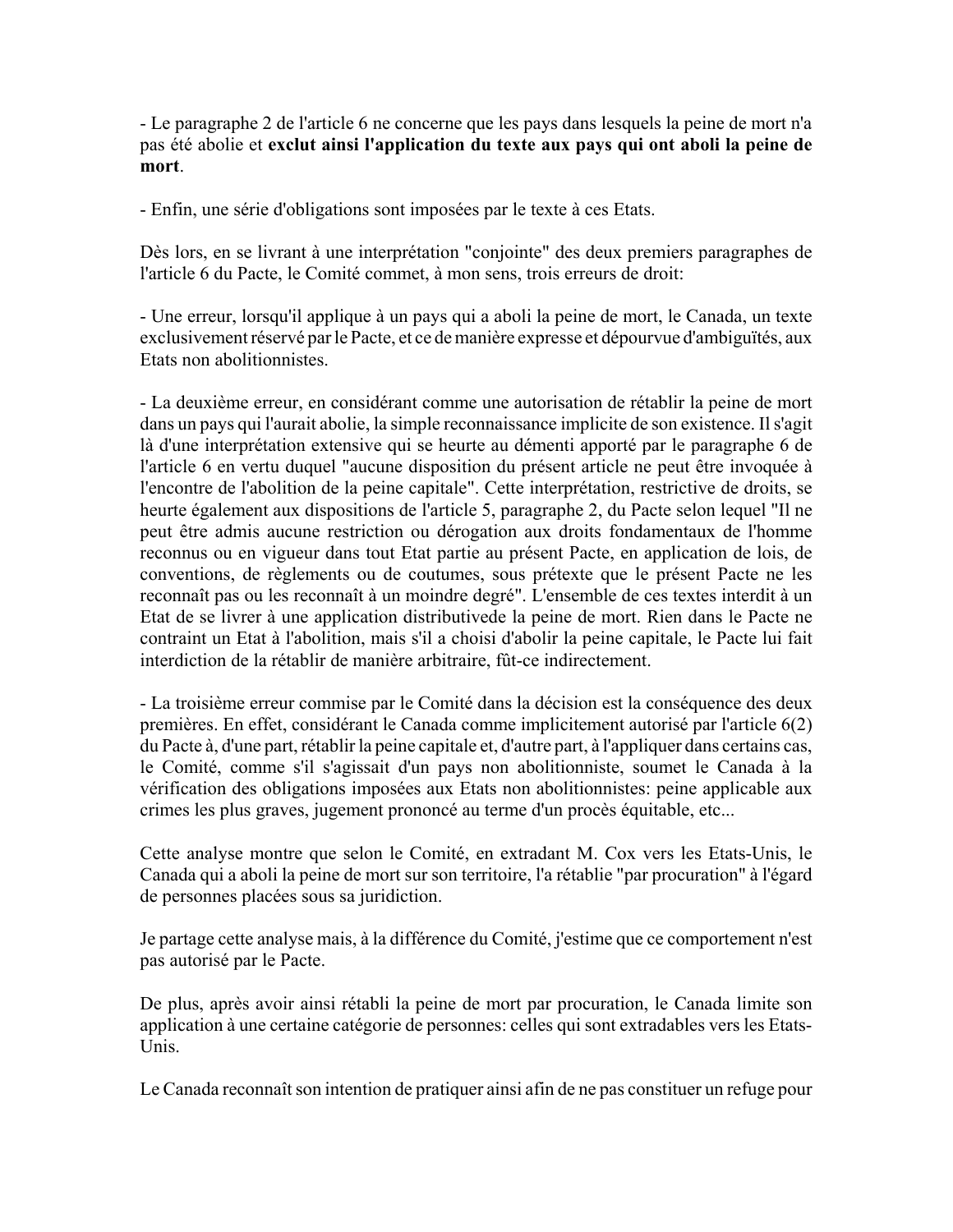- Le paragraphe 2 de l'article 6 ne concerne que les pays dans lesquels la peine de mort n'a pas été abolie et **exclut ainsi l'application du texte aux pays qui ont aboli la peine de mort**.

- Enfin, une série d'obligations sont imposées par le texte à ces Etats.

Dès lors, en se livrant à une interprétation "conjointe" des deux premiers paragraphes de l'article 6 du Pacte, le Comité commet, à mon sens, trois erreurs de droit:

- Une erreur, lorsqu'il applique à un pays qui a aboli la peine de mort, le Canada, un texte exclusivement réservé par le Pacte, et ce de manière expresse et dépourvue d'ambiguïtés, aux Etats non abolitionnistes.

- La deuxième erreur, en considérant comme une autorisation de rétablir la peine de mort dans un pays qui l'aurait abolie, la simple reconnaissance implicite de son existence. Il s'agit là d'une interprétation extensive qui se heurte au démenti apporté par le paragraphe 6 de l'article 6 en vertu duquel "aucune disposition du présent article ne peut être invoquée à l'encontre de l'abolition de la peine capitale". Cette interprétation, restrictive de droits, se heurte également aux dispositions de l'article 5, paragraphe 2, du Pacte selon lequel "Il ne peut être admis aucune restriction ou dérogation aux droits fondamentaux de l'homme reconnus ou en vigueur dans tout Etat partie au présent Pacte, en application de lois, de conventions, de règlements ou de coutumes, sous prétexte que le présent Pacte ne les reconnaît pas ou les reconnaît à un moindre degré". L'ensemble de ces textes interdit à un Etat de se livrer à une application distributivede la peine de mort. Rien dans le Pacte ne contraint un Etat à l'abolition, mais s'il a choisi d'abolir la peine capitale, le Pacte lui fait interdiction de la rétablir de manière arbitraire, fût-ce indirectement.

- La troisième erreur commise par le Comité dans la décision est la conséquence des deux premières. En effet, considérant le Canada comme implicitement autorisé par l'article 6(2) du Pacte à, d'une part, rétablir la peine capitale et, d'autre part, à l'appliquer dans certains cas, le Comité, comme s'il s'agissait d'un pays non abolitionniste, soumet le Canada à la vérification des obligations imposées aux Etats non abolitionnistes: peine applicable aux crimes les plus graves, jugement prononcé au terme d'un procès équitable, etc...

Cette analyse montre que selon le Comité, en extradant M. Cox vers les Etats-Unis, le Canada qui a aboli la peine de mort sur son territoire, l'a rétablie "par procuration" à l'égard de personnes placées sous sa juridiction.

Je partage cette analyse mais, à la différence du Comité, j'estime que ce comportement n'est pas autorisé par le Pacte.

De plus, après avoir ainsi rétabli la peine de mort par procuration, le Canada limite son application à une certaine catégorie de personnes: celles qui sont extradables vers les Etats-Unis.

Le Canada reconnaît son intention de pratiquer ainsi afin de ne pas constituer un refuge pour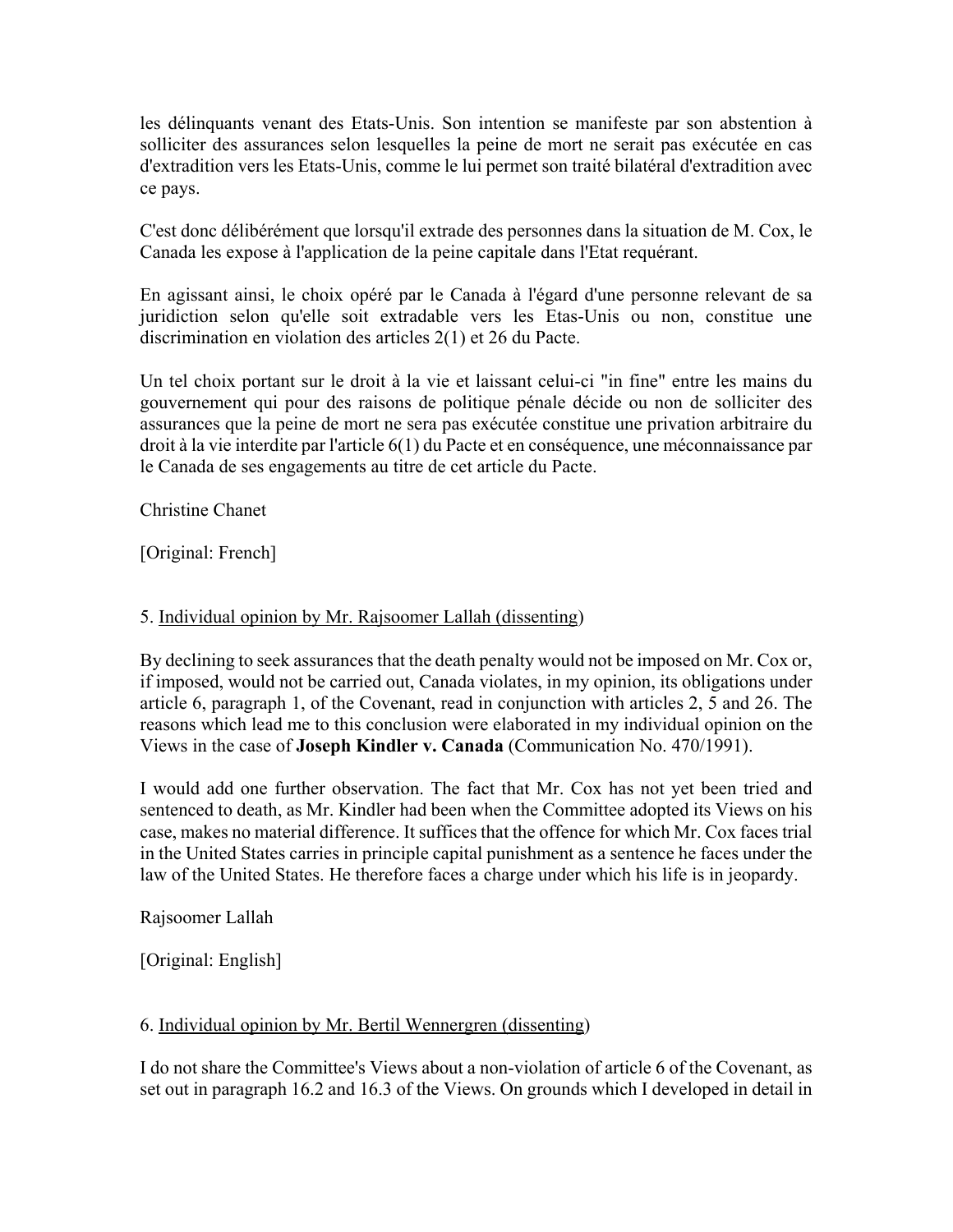les délinquants venant des Etats-Unis. Son intention se manifeste par son abstention à solliciter des assurances selon lesquelles la peine de mort ne serait pas exécutée en cas d'extradition vers les Etats-Unis, comme le lui permet son traité bilatéral d'extradition avec ce pays.

C'est donc délibérément que lorsqu'il extrade des personnes dans la situation de M. Cox, le Canada les expose à l'application de la peine capitale dans l'Etat requérant.

En agissant ainsi, le choix opéré par le Canada à l'égard d'une personne relevant de sa juridiction selon qu'elle soit extradable vers les Etas-Unis ou non, constitue une discrimination en violation des articles 2(1) et 26 du Pacte.

Un tel choix portant sur le droit à la vie et laissant celui-ci "in fine" entre les mains du gouvernement qui pour des raisons de politique pénale décide ou non de solliciter des assurances que la peine de mort ne sera pas exécutée constitue une privation arbitraire du droit à la vie interdite par l'article 6(1) du Pacte et en conséquence, une méconnaissance par le Canada de ses engagements au titre de cet article du Pacte.

Christine Chanet

[Original: French]

5. Individual opinion by Mr. Rajsoomer Lallah (dissenting)

By declining to seek assurances that the death penalty would not be imposed on Mr. Cox or, if imposed, would not be carried out, Canada violates, in my opinion, its obligations under article 6, paragraph 1, of the Covenant, read in conjunction with articles 2, 5 and 26. The reasons which lead me to this conclusion were elaborated in my individual opinion on the Views in the case of **Joseph Kindler v. Canada** (Communication No. 470/1991).

I would add one further observation. The fact that Mr. Cox has not yet been tried and sentenced to death, as Mr. Kindler had been when the Committee adopted its Views on his case, makes no material difference. It suffices that the offence for which Mr. Cox faces trial in the United States carries in principle capital punishment as a sentence he faces under the law of the United States. He therefore faces a charge under which his life is in jeopardy.

Rajsoomer Lallah

[Original: English]

6. Individual opinion by Mr. Bertil Wennergren (dissenting)

I do not share the Committee's Views about a non-violation of article 6 of the Covenant, as set out in paragraph 16.2 and 16.3 of the Views. On grounds which I developed in detail in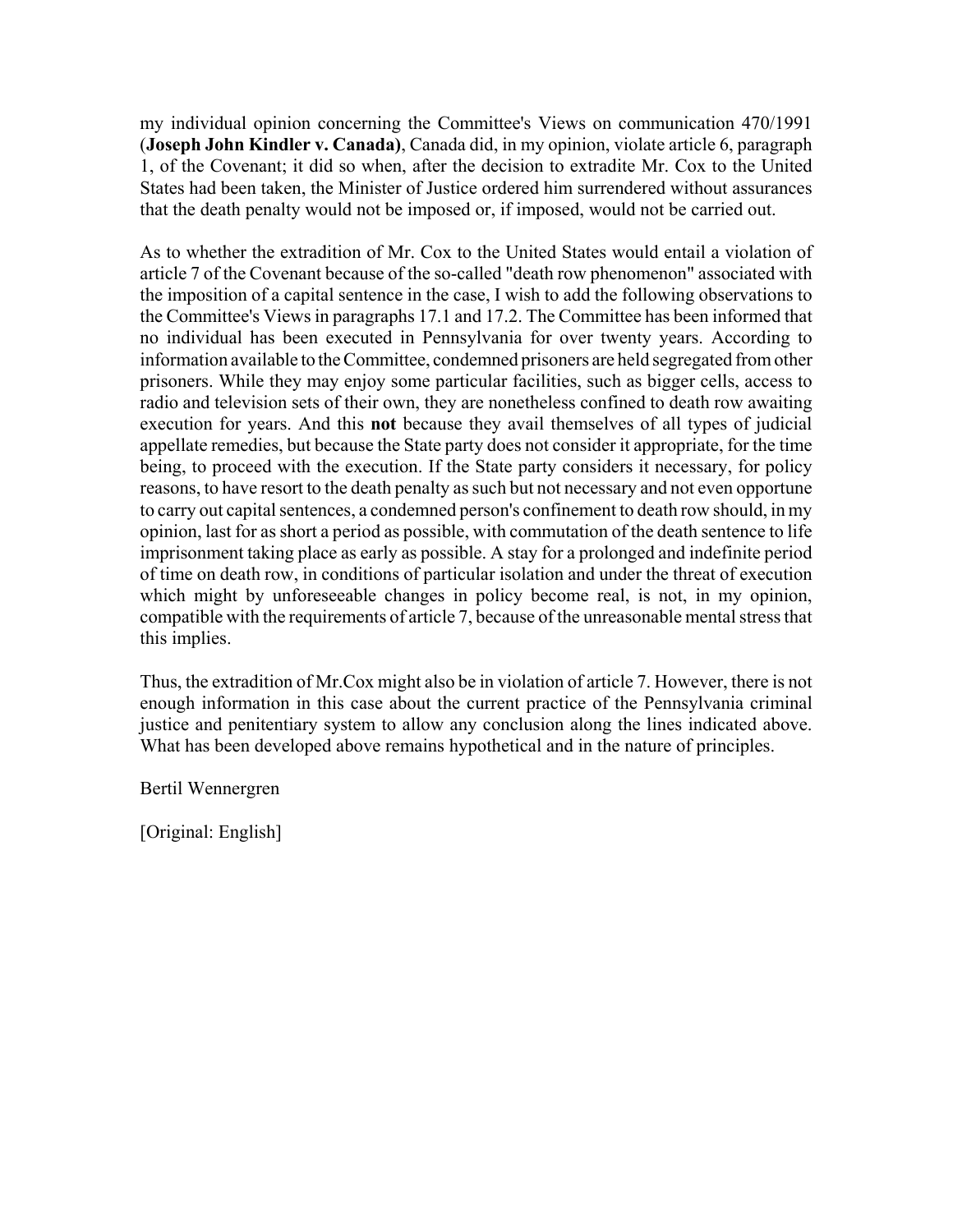my individual opinion concerning the Committee's Views on communication 470/1991 (**Joseph John Kindler v. Canada)**, Canada did, in my opinion, violate article 6, paragraph 1, of the Covenant; it did so when, after the decision to extradite Mr. Cox to the United States had been taken, the Minister of Justice ordered him surrendered without assurances that the death penalty would not be imposed or, if imposed, would not be carried out.

As to whether the extradition of Mr. Cox to the United States would entail a violation of article 7 of the Covenant because of the so-called "death row phenomenon" associated with the imposition of a capital sentence in the case, I wish to add the following observations to the Committee's Views in paragraphs 17.1 and 17.2. The Committee has been informed that no individual has been executed in Pennsylvania for over twenty years. According to information available to the Committee, condemned prisoners are held segregated from other prisoners. While they may enjoy some particular facilities, such as bigger cells, access to radio and television sets of their own, they are nonetheless confined to death row awaiting execution for years. And this **not** because they avail themselves of all types of judicial appellate remedies, but because the State party does not consider it appropriate, for the time being, to proceed with the execution. If the State party considers it necessary, for policy reasons, to have resort to the death penalty as such but not necessary and not even opportune to carry out capital sentences, a condemned person's confinement to death row should, in my opinion, last for as short a period as possible, with commutation of the death sentence to life imprisonment taking place as early as possible. A stay for a prolonged and indefinite period of time on death row, in conditions of particular isolation and under the threat of execution which might by unforeseeable changes in policy become real, is not, in my opinion, compatible with the requirements of article 7, because of the unreasonable mental stress that this implies.

Thus, the extradition of Mr.Cox might also be in violation of article 7. However, there is not enough information in this case about the current practice of the Pennsylvania criminal justice and penitentiary system to allow any conclusion along the lines indicated above. What has been developed above remains hypothetical and in the nature of principles.

Bertil Wennergren

[Original: English]